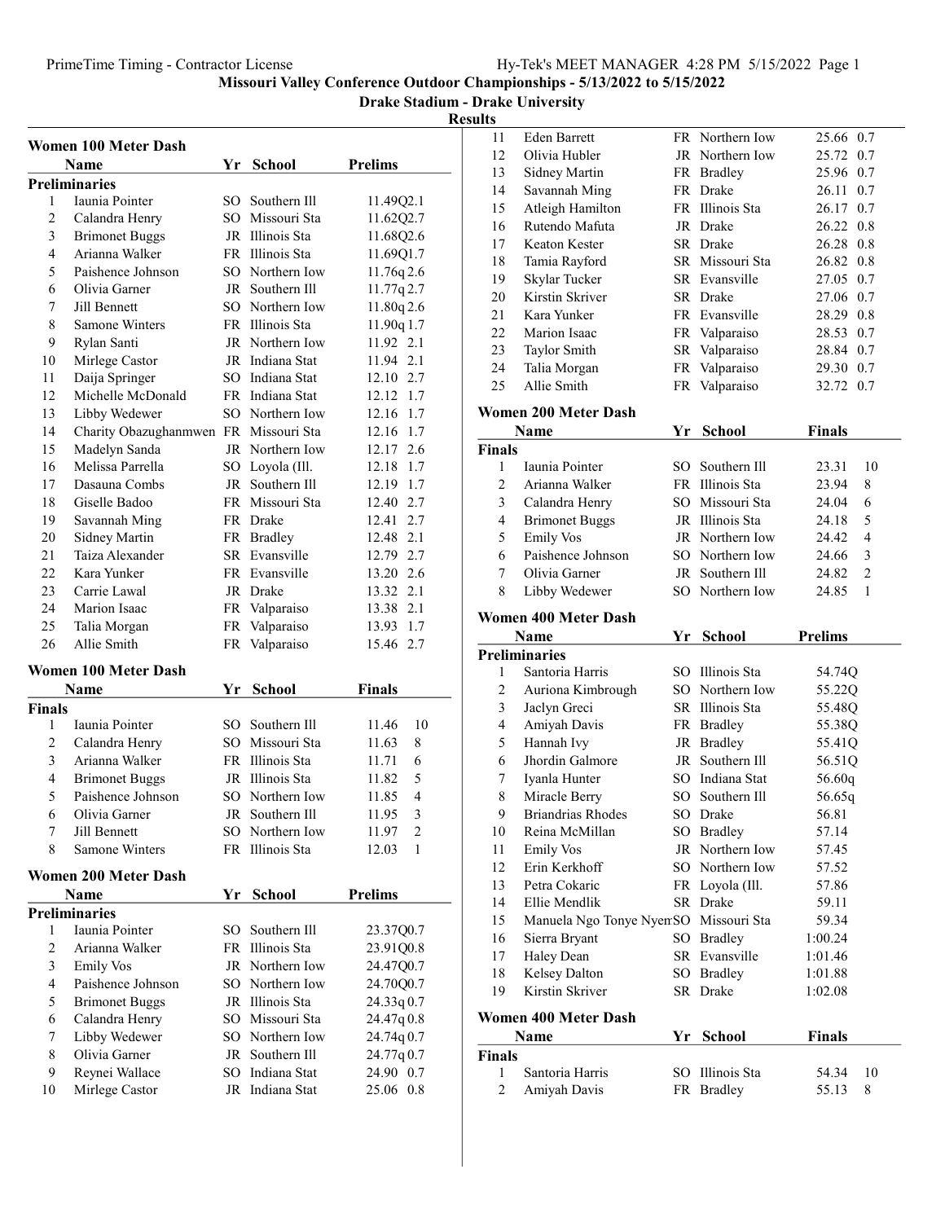Missouri Valley Conference Outdoor Championships - 5/13/2022 to 5/15/2022

Drake Stadium - Drake University

Results

## Women 100 Meter Dash

| | Name | Yr | School | Prelims | |
|---|---|---|---|---|---|
| **Preliminaries** | | | | | |
| 1 | Iaunia Pointer | SO | Southern Ill | 11.49Q | 2.1 |
| 2 | Calandra Henry | SO | Missouri Sta | 11.62Q | 2.7 |
| 3 | Brimonet Buggs | JR | Illinois Sta | 11.68Q | 2.6 |
| 4 | Arianna Walker | FR | Illinois Sta | 11.69Q | 1.7 |
| 5 | Paishence Johnson | SO | Northern Iow | 11.76q | 2.6 |
| 6 | Olivia Garner | JR | Southern Ill | 11.77q | 2.7 |
| 7 | Jill Bennett | SO | Northern Iow | 11.80q | 2.6 |
| 8 | Samone Winters | FR | Illinois Sta | 11.90q | 1.7 |
| 9 | Rylan Santi | JR | Northern Iow | 11.92 | 2.1 |
| 10 | Mirlege Castor | JR | Indiana Stat | 11.94 | 2.1 |
| 11 | Daija Springer | SO | Indiana Stat | 12.10 | 2.7 |
| 12 | Michelle McDonald | FR | Indiana Stat | 12.12 | 1.7 |
| 13 | Libby Wedewer | SO | Northern Iow | 12.16 | 1.7 |
| 14 | Charity Obazughanmwen | FR | Missouri Sta | 12.16 | 1.7 |
| 15 | Madelyn Sanda | JR | Northern Iow | 12.17 | 2.6 |
| 16 | Melissa Parrella | SO | Loyola (Ill. | 12.18 | 1.7 |
| 17 | Dasauna Combs | JR | Southern Ill | 12.19 | 1.7 |
| 18 | Giselle Badoo | FR | Missouri Sta | 12.40 | 2.7 |
| 19 | Savannah Ming | FR | Drake | 12.41 | 2.7 |
| 20 | Sidney Martin | FR | Bradley | 12.48 | 2.1 |
| 21 | Taiza Alexander | SR | Evansville | 12.79 | 2.7 |
| 22 | Kara Yunker | FR | Evansville | 13.20 | 2.6 |
| 23 | Carrie Lawal | JR | Drake | 13.32 | 2.1 |
| 24 | Marion Isaac | FR | Valparaiso | 13.38 | 2.1 |
| 25 | Talia Morgan | FR | Valparaiso | 13.93 | 1.7 |
| 26 | Allie Smith | FR | Valparaiso | 15.46 | 2.7 |

## Women 100 Meter Dash

| | Name | Yr | School | Finals | |
|---|---|---|---|---|---|
| **Finals** | | | | | |
| 1 | Iaunia Pointer | SO | Southern Ill | 11.46 | 10 |
| 2 | Calandra Henry | SO | Missouri Sta | 11.63 | 8 |
| 3 | Arianna Walker | FR | Illinois Sta | 11.71 | 6 |
| 4 | Brimonet Buggs | JR | Illinois Sta | 11.82 | 5 |
| 5 | Paishence Johnson | SO | Northern Iow | 11.85 | 4 |
| 6 | Olivia Garner | JR | Southern Ill | 11.95 | 3 |
| 7 | Jill Bennett | SO | Northern Iow | 11.97 | 2 |
| 8 | Samone Winters | FR | Illinois Sta | 12.03 | 1 |

## Women 200 Meter Dash

| | Name | Yr | School | Prelims | |
|---|---|---|---|---|---|
| **Preliminaries** | | | | | |
| 1 | Iaunia Pointer | SO | Southern Ill | 23.37Q | 0.7 |
| 2 | Arianna Walker | FR | Illinois Sta | 23.91Q | 0.8 |
| 3 | Emily Vos | JR | Northern Iow | 24.47Q | 0.7 |
| 4 | Paishence Johnson | SO | Northern Iow | 24.70Q | 0.7 |
| 5 | Brimonet Buggs | JR | Illinois Sta | 24.33q | 0.7 |
| 6 | Calandra Henry | SO | Missouri Sta | 24.47q | 0.8 |
| 7 | Libby Wedewer | SO | Northern Iow | 24.74q | 0.7 |
| 8 | Olivia Garner | JR | Southern Ill | 24.77q | 0.7 |
| 9 | Reynei Wallace | SO | Indiana Stat | 24.90 | 0.7 |
| 10 | Mirlege Castor | JR | Indiana Stat | 25.06 | 0.8 |
| 11 | Eden Barrett | FR | Northern Iow | 25.66 | 0.7 |
| 12 | Olivia Hubler | JR | Northern Iow | 25.72 | 0.7 |
| 13 | Sidney Martin | FR | Bradley | 25.96 | 0.7 |
| 14 | Savannah Ming | FR | Drake | 26.11 | 0.7 |
| 15 | Atleigh Hamilton | FR | Illinois Sta | 26.17 | 0.7 |
| 16 | Rutendo Mafuta | JR | Drake | 26.22 | 0.8 |
| 17 | Keaton Kester | SR | Drake | 26.28 | 0.8 |
| 18 | Tamia Rayford | SR | Missouri Sta | 26.82 | 0.8 |
| 19 | Skylar Tucker | SR | Evansville | 27.05 | 0.7 |
| 20 | Kirstin Skriver | SR | Drake | 27.06 | 0.7 |
| 21 | Kara Yunker | FR | Evansville | 28.29 | 0.8 |
| 22 | Marion Isaac | FR | Valparaiso | 28.53 | 0.7 |
| 23 | Taylor Smith | SR | Valparaiso | 28.84 | 0.7 |
| 24 | Talia Morgan | FR | Valparaiso | 29.30 | 0.7 |
| 25 | Allie Smith | FR | Valparaiso | 32.72 | 0.7 |

## Women 200 Meter Dash

| | Name | Yr | School | Finals | |
|---|---|---|---|---|---|
| **Finals** | | | | | |
| 1 | Iaunia Pointer | SO | Southern Ill | 23.31 | 10 |
| 2 | Arianna Walker | FR | Illinois Sta | 23.94 | 8 |
| 3 | Calandra Henry | SO | Missouri Sta | 24.04 | 6 |
| 4 | Brimonet Buggs | JR | Illinois Sta | 24.18 | 5 |
| 5 | Emily Vos | JR | Northern Iow | 24.42 | 4 |
| 6 | Paishence Johnson | SO | Northern Iow | 24.66 | 3 |
| 7 | Olivia Garner | JR | Southern Ill | 24.82 | 2 |
| 8 | Libby Wedewer | SO | Northern Iow | 24.85 | 1 |

## Women 400 Meter Dash

| | Name | Yr | School | Prelims |
|---|---|---|---|---|
| **Preliminaries** | | | | |
| 1 | Santoria Harris | SO | Illinois Sta | 54.74Q |
| 2 | Auriona Kimbrough | SO | Northern Iow | 55.22Q |
| 3 | Jaclyn Greci | SR | Illinois Sta | 55.48Q |
| 4 | Amiyah Davis | FR | Bradley | 55.38Q |
| 5 | Hannah Ivy | JR | Bradley | 55.41Q |
| 6 | Jhordin Galmore | JR | Southern Ill | 56.51Q |
| 7 | Iyanla Hunter | SO | Indiana Stat | 56.60q |
| 8 | Miracle Berry | SO | Southern Ill | 56.65q |
| 9 | Briandrias Rhodes | SO | Drake | 56.81 |
| 10 | Reina McMillan | SO | Bradley | 57.14 |
| 11 | Emily Vos | JR | Northern Iow | 57.45 |
| 12 | Erin Kerkhoff | SO | Northern Iow | 57.52 |
| 13 | Petra Cokaric | FR | Loyola (Ill. | 57.86 |
| 14 | Ellie Mendlik | SR | Drake | 59.11 |
| 15 | Manuela Ngo Tonye Nyem | SO | Missouri Sta | 59.34 |
| 16 | Sierra Bryant | SO | Bradley | 1:00.24 |
| 17 | Haley Dean | SR | Evansville | 1:01.46 |
| 18 | Kelsey Dalton | SO | Bradley | 1:01.88 |
| 19 | Kirstin Skriver | SR | Drake | 1:02.08 |

## Women 400 Meter Dash

| | Name | Yr | School | Finals | |
|---|---|---|---|---|---|
| **Finals** | | | | | |
| 1 | Santoria Harris | SO | Illinois Sta | 54.34 | 10 |
| 2 | Amiyah Davis | FR | Bradley | 55.13 | 8 |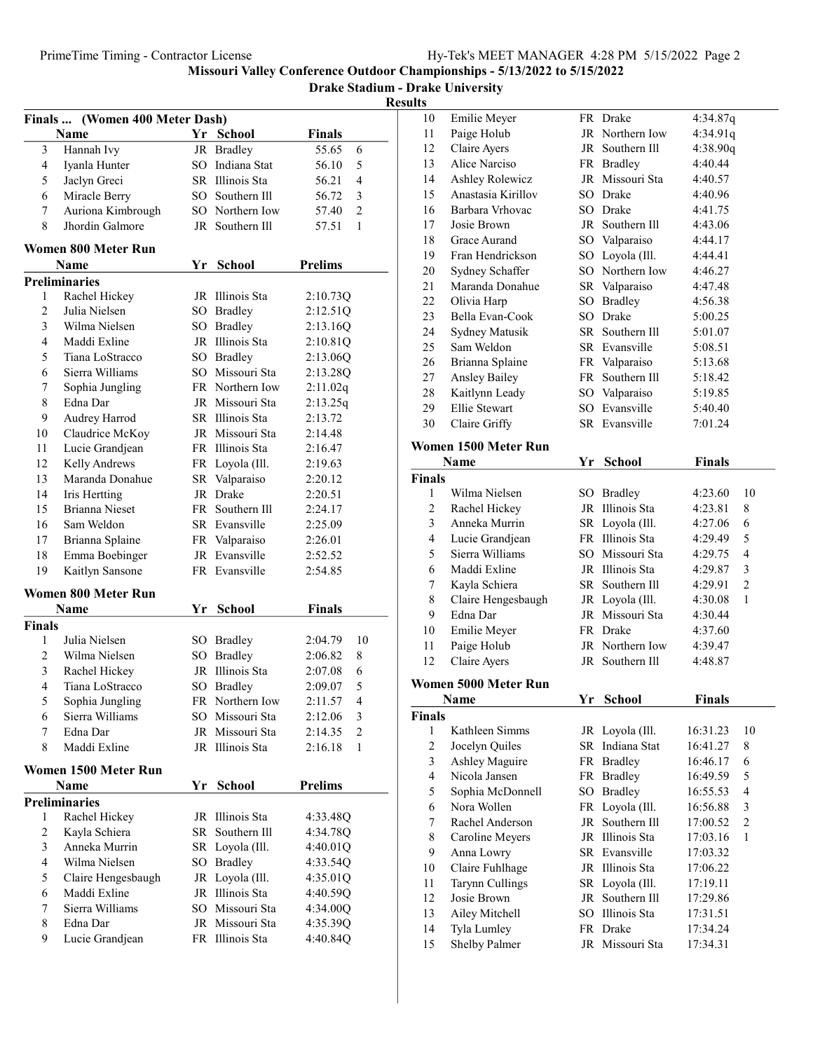Missouri Valley Conference Outdoor Championships - 5/13/2022 to 5/15/2022

Drake Stadium - Drake University

Results

### Finals ... (Women 400 Meter Dash)

| | Name | Yr | School | Finals | |
|---|---|---|---|---|---|
| 3 | Hannah Ivy | JR | Bradley | 55.65 | 6 |
| 4 | Iyanla Hunter | SO | Indiana Stat | 56.10 | 5 |
| 5 | Jaclyn Greci | SR | Illinois Sta | 56.21 | 4 |
| 6 | Miracle Berry | SO | Southern Ill | 56.72 | 3 |
| 7 | Auriona Kimbrough | SO | Northern Iow | 57.40 | 2 |
| 8 | Jhordin Galmore | JR | Southern Ill | 57.51 | 1 |

### Women 800 Meter Run

| | Name | Yr | School | Prelims |
|---|---|---|---|---|
| **Preliminaries** | | | | |
| 1 | Rachel Hickey | JR | Illinois Sta | 2:10.73Q |
| 2 | Julia Nielsen | SO | Bradley | 2:12.51Q |
| 3 | Wilma Nielsen | SO | Bradley | 2:13.16Q |
| 4 | Maddi Exline | JR | Illinois Sta | 2:10.81Q |
| 5 | Tiana LoStracco | SO | Bradley | 2:13.06Q |
| 6 | Sierra Williams | SO | Missouri Sta | 2:13.28Q |
| 7 | Sophia Jungling | FR | Northern Iow | 2:11.02q |
| 8 | Edna Dar | JR | Missouri Sta | 2:13.25q |
| 9 | Audrey Harrod | SR | Illinois Sta | 2:13.72 |
| 10 | Claudrice McKoy | JR | Missouri Sta | 2:14.48 |
| 11 | Lucie Grandjean | FR | Illinois Sta | 2:16.47 |
| 12 | Kelly Andrews | FR | Loyola (Ill. | 2:19.63 |
| 13 | Maranda Donahue | SR | Valparaiso | 2:20.12 |
| 14 | Iris Hertting | JR | Drake | 2:20.51 |
| 15 | Brianna Nieset | FR | Southern Ill | 2:24.17 |
| 16 | Sam Weldon | SR | Evansville | 2:25.09 |
| 17 | Brianna Splaine | FR | Valparaiso | 2:26.01 |
| 18 | Emma Boebinger | JR | Evansville | 2:52.52 |
| 19 | Kaitlyn Sansone | FR | Evansville | 2:54.85 |

### Women 800 Meter Run

| | Name | Yr | School | Finals | |
|---|---|---|---|---|---|
| **Finals** | | | | | |
| 1 | Julia Nielsen | SO | Bradley | 2:04.79 | 10 |
| 2 | Wilma Nielsen | SO | Bradley | 2:06.82 | 8 |
| 3 | Rachel Hickey | JR | Illinois Sta | 2:07.08 | 6 |
| 4 | Tiana LoStracco | SO | Bradley | 2:09.07 | 5 |
| 5 | Sophia Jungling | FR | Northern Iow | 2:11.57 | 4 |
| 6 | Sierra Williams | SO | Missouri Sta | 2:12.06 | 3 |
| 7 | Edna Dar | JR | Missouri Sta | 2:14.35 | 2 |
| 8 | Maddi Exline | JR | Illinois Sta | 2:16.18 | 1 |

### Women 1500 Meter Run

| | Name | Yr | School | Prelims |
|---|---|---|---|---|
| **Preliminaries** | | | | |
| 1 | Rachel Hickey | JR | Illinois Sta | 4:33.48Q |
| 2 | Kayla Schiera | SR | Southern Ill | 4:34.78Q |
| 3 | Anneka Murrin | SR | Loyola (Ill. | 4:40.01Q |
| 4 | Wilma Nielsen | SO | Bradley | 4:33.54Q |
| 5 | Claire Hengesbaugh | JR | Loyola (Ill. | 4:35.01Q |
| 6 | Maddi Exline | JR | Illinois Sta | 4:40.59Q |
| 7 | Sierra Williams | SO | Missouri Sta | 4:34.00Q |
| 8 | Edna Dar | JR | Missouri Sta | 4:35.39Q |
| 9 | Lucie Grandjean | FR | Illinois Sta | 4:40.84Q |
| 10 | Emilie Meyer | FR | Drake | 4:34.87q |
| 11 | Paige Holub | JR | Northern Iow | 4:34.91q |
| 12 | Claire Ayers | JR | Southern Ill | 4:38.90q |
| 13 | Alice Narciso | FR | Bradley | 4:40.44 |
| 14 | Ashley Rolewicz | JR | Missouri Sta | 4:40.57 |
| 15 | Anastasia Kirillov | SO | Drake | 4:40.96 |
| 16 | Barbara Vrhovac | SO | Drake | 4:41.75 |
| 17 | Josie Brown | JR | Southern Ill | 4:43.06 |
| 18 | Grace Aurand | SO | Valparaiso | 4:44.17 |
| 19 | Fran Hendrickson | SO | Loyola (Ill. | 4:44.41 |
| 20 | Sydney Schaffer | SO | Northern Iow | 4:46.27 |
| 21 | Maranda Donahue | SR | Valparaiso | 4:47.48 |
| 22 | Olivia Harp | SO | Bradley | 4:56.38 |
| 23 | Bella Evan-Cook | SO | Drake | 5:00.25 |
| 24 | Sydney Matusik | SR | Southern Ill | 5:01.07 |
| 25 | Sam Weldon | SR | Evansville | 5:08.51 |
| 26 | Brianna Splaine | FR | Valparaiso | 5:13.68 |
| 27 | Ansley Bailey | FR | Southern Ill | 5:18.42 |
| 28 | Kaitlynn Leady | SO | Valparaiso | 5:19.85 |
| 29 | Ellie Stewart | SO | Evansville | 5:40.40 |
| 30 | Claire Griffy | SR | Evansville | 7:01.24 |

### Women 1500 Meter Run

| | Name | Yr | School | Finals | |
|---|---|---|---|---|---|
| **Finals** | | | | | |
| 1 | Wilma Nielsen | SO | Bradley | 4:23.60 | 10 |
| 2 | Rachel Hickey | JR | Illinois Sta | 4:23.81 | 8 |
| 3 | Anneka Murrin | SR | Loyola (Ill. | 4:27.06 | 6 |
| 4 | Lucie Grandjean | FR | Illinois Sta | 4:29.49 | 5 |
| 5 | Sierra Williams | SO | Missouri Sta | 4:29.75 | 4 |
| 6 | Maddi Exline | JR | Illinois Sta | 4:29.87 | 3 |
| 7 | Kayla Schiera | SR | Southern Ill | 4:29.91 | 2 |
| 8 | Claire Hengesbaugh | JR | Loyola (Ill. | 4:30.08 | 1 |
| 9 | Edna Dar | JR | Missouri Sta | 4:30.44 | |
| 10 | Emilie Meyer | FR | Drake | 4:37.60 | |
| 11 | Paige Holub | JR | Northern Iow | 4:39.47 | |
| 12 | Claire Ayers | JR | Southern Ill | 4:48.87 | |

### Women 5000 Meter Run

| | Name | Yr | School | Finals | |
|---|---|---|---|---|---|
| **Finals** | | | | | |
| 1 | Kathleen Simms | JR | Loyola (Ill. | 16:31.23 | 10 |
| 2 | Jocelyn Quiles | SR | Indiana Stat | 16:41.27 | 8 |
| 3 | Ashley Maguire | FR | Bradley | 16:46.17 | 6 |
| 4 | Nicola Jansen | FR | Bradley | 16:49.59 | 5 |
| 5 | Sophia McDonnell | SO | Bradley | 16:55.53 | 4 |
| 6 | Nora Wollen | FR | Loyola (Ill. | 16:56.88 | 3 |
| 7 | Rachel Anderson | JR | Southern Ill | 17:00.52 | 2 |
| 8 | Caroline Meyers | JR | Illinois Sta | 17:03.16 | 1 |
| 9 | Anna Lowry | SR | Evansville | 17:03.32 | |
| 10 | Claire Fuhlhage | JR | Illinois Sta | 17:06.22 | |
| 11 | Tarynn Cullings | SR | Loyola (Ill. | 17:19.11 | |
| 12 | Josie Brown | JR | Southern Ill | 17:29.86 | |
| 13 | Ailey Mitchell | SO | Illinois Sta | 17:31.51 | |
| 14 | Tyla Lumley | FR | Drake | 17:34.24 | |
| 15 | Shelby Palmer | JR | Missouri Sta | 17:34.31 | |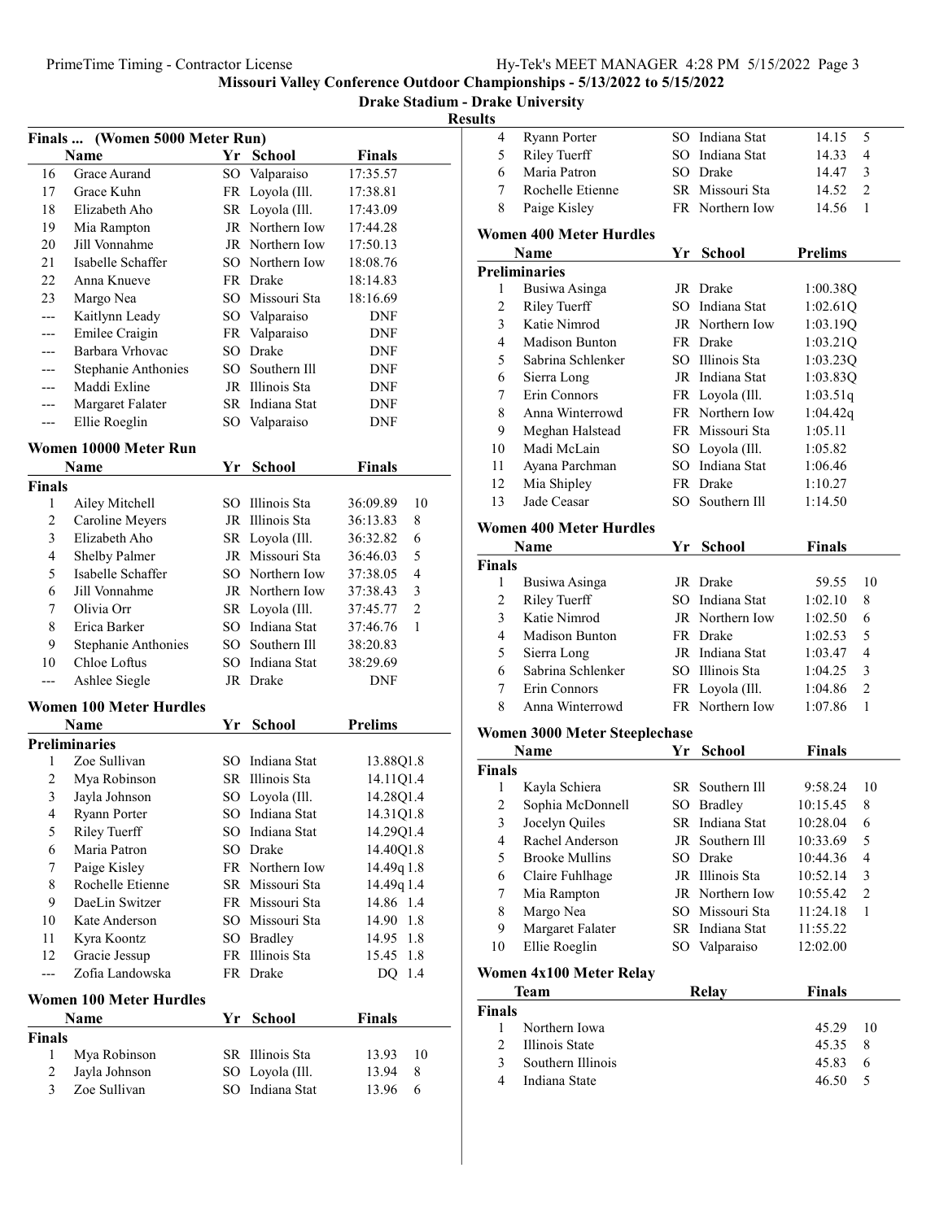# Missouri Valley Conference Outdoor Championships - 5/13/2022 to 5/15/2022

## Drake Stadium - Drake University

### Results

### Finals ... (Women 5000 Meter Run)

| | Name | Yr | School | Finals |
|---|---|---|---|---|
| 16 | Grace Aurand | SO | Valparaiso | 17:35.57 |
| 17 | Grace Kuhn | FR | Loyola (Ill. | 17:38.81 |
| 18 | Elizabeth Aho | SR | Loyola (Ill. | 17:43.09 |
| 19 | Mia Rampton | JR | Northern Iow | 17:44.28 |
| 20 | Jill Vonnahme | JR | Northern Iow | 17:50.13 |
| 21 | Isabelle Schaffer | SO | Northern Iow | 18:08.76 |
| 22 | Anna Knueve | FR | Drake | 18:14.83 |
| 23 | Margo Nea | SO | Missouri Sta | 18:16.69 |
| --- | Kaitlynn Leady | SO | Valparaiso | DNF |
| --- | Emilee Craigin | FR | Valparaiso | DNF |
| --- | Barbara Vrhovac | SO | Drake | DNF |
| --- | Stephanie Anthonies | SO | Southern Ill | DNF |
| --- | Maddi Exline | JR | Illinois Sta | DNF |
| --- | Margaret Falater | SR | Indiana Stat | DNF |
| --- | Ellie Roeglin | SO | Valparaiso | DNF |

### Women 10000 Meter Run

| | Name | Yr | School | Finals | |
|---|---|---|---|---|---|
| **Finals** | | | | | |
| 1 | Ailey Mitchell | SO | Illinois Sta | 36:09.89 | 10 |
| 2 | Caroline Meyers | JR | Illinois Sta | 36:13.83 | 8 |
| 3 | Elizabeth Aho | SR | Loyola (Ill. | 36:32.82 | 6 |
| 4 | Shelby Palmer | JR | Missouri Sta | 36:46.03 | 5 |
| 5 | Isabelle Schaffer | SO | Northern Iow | 37:38.05 | 4 |
| 6 | Jill Vonnahme | JR | Northern Iow | 37:38.43 | 3 |
| 7 | Olivia Orr | SR | Loyola (Ill. | 37:45.77 | 2 |
| 8 | Erica Barker | SO | Indiana Stat | 37:46.76 | 1 |
| 9 | Stephanie Anthonies | SO | Southern Ill | 38:20.83 | |
| 10 | Chloe Loftus | SO | Indiana Stat | 38:29.69 | |
| --- | Ashlee Siegle | JR | Drake | DNF | |

### Women 100 Meter Hurdles

| | Name | Yr | School | Prelims | Wind |
|---|---|---|---|---|---|
| **Preliminaries** | | | | | |
| 1 | Zoe Sullivan | SO | Indiana Stat | 13.88Q | 1.8 |
| 2 | Mya Robinson | SR | Illinois Sta | 14.11Q | 1.4 |
| 3 | Jayla Johnson | SO | Loyola (Ill. | 14.28Q | 1.4 |
| 4 | Ryann Porter | SO | Indiana Stat | 14.31Q | 1.8 |
| 5 | Riley Tuerff | SO | Indiana Stat | 14.29Q | 1.4 |
| 6 | Maria Patron | SO | Drake | 14.40Q | 1.8 |
| 7 | Paige Kisley | FR | Northern Iow | 14.49q | 1.8 |
| 8 | Rochelle Etienne | SR | Missouri Sta | 14.49q | 1.4 |
| 9 | DaeLin Switzer | FR | Missouri Sta | 14.86 | 1.4 |
| 10 | Kate Anderson | SO | Missouri Sta | 14.90 | 1.8 |
| 11 | Kyra Koontz | SO | Bradley | 14.95 | 1.8 |
| 12 | Gracie Jessup | FR | Illinois Sta | 15.45 | 1.8 |
| --- | Zofia Landowska | FR | Drake | DQ | 1.4 |

### Women 100 Meter Hurdles

| | Name | Yr | School | Finals | |
|---|---|---|---|---|---|
| **Finals** | | | | | |
| 1 | Mya Robinson | SR | Illinois Sta | 13.93 | 10 |
| 2 | Jayla Johnson | SO | Loyola (Ill. | 13.94 | 8 |
| 3 | Zoe Sullivan | SO | Indiana Stat | 13.96 | 6 |
| 4 | Ryann Porter | SO | Indiana Stat | 14.15 | 5 |
| 5 | Riley Tuerff | SO | Indiana Stat | 14.33 | 4 |
| 6 | Maria Patron | SO | Drake | 14.47 | 3 |
| 7 | Rochelle Etienne | SR | Missouri Sta | 14.52 | 2 |
| 8 | Paige Kisley | FR | Northern Iow | 14.56 | 1 |

### Women 400 Meter Hurdles

| | Name | Yr | School | Prelims |
|---|---|---|---|---|
| **Preliminaries** | | | | |
| 1 | Busiwa Asinga | JR | Drake | 1:00.38Q |
| 2 | Riley Tuerff | SO | Indiana Stat | 1:02.61Q |
| 3 | Katie Nimrod | JR | Northern Iow | 1:03.19Q |
| 4 | Madison Bunton | FR | Drake | 1:03.21Q |
| 5 | Sabrina Schlenker | SO | Illinois Sta | 1:03.23Q |
| 6 | Sierra Long | JR | Indiana Stat | 1:03.83Q |
| 7 | Erin Connors | FR | Loyola (Ill. | 1:03.51q |
| 8 | Anna Winterrowd | FR | Northern Iow | 1:04.42q |
| 9 | Meghan Halstead | FR | Missouri Sta | 1:05.11 |
| 10 | Madi McLain | SO | Loyola (Ill. | 1:05.82 |
| 11 | Ayana Parchman | SO | Indiana Stat | 1:06.46 |
| 12 | Mia Shipley | FR | Drake | 1:10.27 |
| 13 | Jade Ceasar | SO | Southern Ill | 1:14.50 |

### Women 400 Meter Hurdles

| | Name | Yr | School | Finals | |
|---|---|---|---|---|---|
| **Finals** | | | | | |
| 1 | Busiwa Asinga | JR | Drake | 59.55 | 10 |
| 2 | Riley Tuerff | SO | Indiana Stat | 1:02.10 | 8 |
| 3 | Katie Nimrod | JR | Northern Iow | 1:02.50 | 6 |
| 4 | Madison Bunton | FR | Drake | 1:02.53 | 5 |
| 5 | Sierra Long | JR | Indiana Stat | 1:03.47 | 4 |
| 6 | Sabrina Schlenker | SO | Illinois Sta | 1:04.25 | 3 |
| 7 | Erin Connors | FR | Loyola (Ill. | 1:04.86 | 2 |
| 8 | Anna Winterrowd | FR | Northern Iow | 1:07.86 | 1 |

### Women 3000 Meter Steeplechase

| | Name | Yr | School | Finals | |
|---|---|---|---|---|---|
| **Finals** | | | | | |
| 1 | Kayla Schiera | SR | Southern Ill | 9:58.24 | 10 |
| 2 | Sophia McDonnell | SO | Bradley | 10:15.45 | 8 |
| 3 | Jocelyn Quiles | SR | Indiana Stat | 10:28.04 | 6 |
| 4 | Rachel Anderson | JR | Southern Ill | 10:33.69 | 5 |
| 5 | Brooke Mullins | SO | Drake | 10:44.36 | 4 |
| 6 | Claire Fuhlhage | JR | Illinois Sta | 10:52.14 | 3 |
| 7 | Mia Rampton | JR | Northern Iow | 10:55.42 | 2 |
| 8 | Margo Nea | SO | Missouri Sta | 11:24.18 | 1 |
| 9 | Margaret Falater | SR | Indiana Stat | 11:55.22 | |
| 10 | Ellie Roeglin | SO | Valparaiso | 12:02.00 | |

### Women 4x100 Meter Relay

| | Team | Relay | Finals | |
|---|---|---|---|---|
| **Finals** | | | | |
| 1 | Northern Iowa | | 45.29 | 10 |
| 2 | Illinois State | | 45.35 | 8 |
| 3 | Southern Illinois | | 45.83 | 6 |
| 4 | Indiana State | | 46.50 | 5 |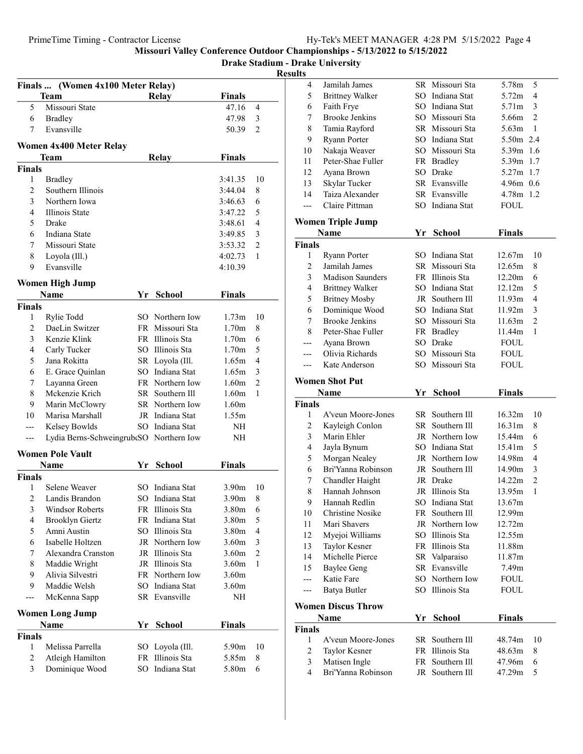## Missouri Valley Conference Outdoor Championships - 5/13/2022 to 5/15/2022

### Drake Stadium - Drake University

### Results

#### Finals ... (Women 4x100 Meter Relay)

| | Team | Relay | Finals | |
|---|---|---|---|---|
| 5 | Missouri State | | 47.16 | 4 |
| 6 | Bradley | | 47.98 | 3 |
| 7 | Evansville | | 50.39 | 2 |

#### Women 4x400 Meter Relay

| | Team | Relay | Finals | |
|---|---|---|---|---|
| **Finals** | | | | |
| 1 | Bradley | | 3:41.35 | 10 |
| 2 | Southern Illinois | | 3:44.04 | 8 |
| 3 | Northern Iowa | | 3:46.63 | 6 |
| 4 | Illinois State | | 3:47.22 | 5 |
| 5 | Drake | | 3:48.61 | 4 |
| 6 | Indiana State | | 3:49.85 | 3 |
| 7 | Missouri State | | 3:53.32 | 2 |
| 8 | Loyola (Ill.) | | 4:02.73 | 1 |
| 9 | Evansville | | 4:10.39 | |

#### Women High Jump

| | Name | Yr | School | Finals | |
|---|---|---|---|---|---|
| **Finals** | | | | | |
| 1 | Rylie Todd | SO | Northern Iow | 1.73m | 10 |
| 2 | DaeLin Switzer | FR | Missouri Sta | 1.70m | 8 |
| 3 | Kenzie Klink | FR | Illinois Sta | 1.70m | 6 |
| 4 | Carly Tucker | SO | Illinois Sta | 1.70m | 5 |
| 5 | Jana Rokitta | SR | Loyola (Ill. | 1.65m | 4 |
| 6 | E. Grace Quinlan | SO | Indiana Stat | 1.65m | 3 |
| 7 | Layanna Green | FR | Northern Iow | 1.60m | 2 |
| 8 | Mckenzie Krich | SR | Southern Ill | 1.60m | 1 |
| 9 | Marin McClowry | SR | Northern Iow | 1.60m | |
| 10 | Marisa Marshall | JR | Indiana Stat | 1.55m | |
| --- | Kelsey Bowlds | SO | Indiana Stat | NH | |
| --- | Lydia Berns-Schweingrub | SO | Northern Iow | NH | |

#### Women Pole Vault

| | Name | Yr | School | Finals | |
|---|---|---|---|---|---|
| **Finals** | | | | | |
| 1 | Selene Weaver | SO | Indiana Stat | 3.90m | 10 |
| 2 | Landis Brandon | SO | Indiana Stat | 3.90m | 8 |
| 3 | Windsor Roberts | FR | Illinois Sta | 3.80m | 6 |
| 4 | Brooklyn Giertz | FR | Indiana Stat | 3.80m | 5 |
| 5 | Amni Austin | SO | Illinois Sta | 3.80m | 4 |
| 6 | Isabelle Holtzen | JR | Northern Iow | 3.60m | 3 |
| 7 | Alexandra Cranston | JR | Illinois Sta | 3.60m | 2 |
| 8 | Maddie Wright | JR | Illinois Sta | 3.60m | 1 |
| 9 | Alivia Silvestri | FR | Northern Iow | 3.60m | |
| 9 | Maddie Welsh | SO | Indiana Stat | 3.60m | |
| --- | McKenna Sapp | SR | Evansville | NH | |

#### Women Long Jump

| | Name | Yr | School | Finals | |
|---|---|---|---|---|---|
| **Finals** | | | | | |
| 1 | Melissa Parrella | SO | Loyola (Ill. | 5.90m | 10 |
| 2 | Atleigh Hamilton | FR | Illinois Sta | 5.85m | 8 |
| 3 | Dominique Wood | SO | Indiana Stat | 5.80m | 6 |
| 4 | Jamilah James | SR | Missouri Sta | 5.78m | 5 |
| 5 | Brittney Walker | SO | Indiana Stat | 5.72m | 4 |
| 6 | Faith Frye | SO | Indiana Stat | 5.71m | 3 |
| 7 | Brooke Jenkins | SO | Missouri Sta | 5.66m | 2 |
| 8 | Tamia Rayford | SR | Missouri Sta | 5.63m | 1 |
| 9 | Ryann Porter | SO | Indiana Stat | 5.50m | 2.4 |
| 10 | Nakaja Weaver | SO | Missouri Sta | 5.39m | 1.6 |
| 11 | Peter-Shae Fuller | FR | Bradley | 5.39m | 1.7 |
| 12 | Ayana Brown | SO | Drake | 5.27m | 1.7 |
| 13 | Skylar Tucker | SR | Evansville | 4.96m | 0.6 |
| 14 | Taiza Alexander | SR | Evansville | 4.78m | 1.2 |
| --- | Claire Pittman | SO | Indiana Stat | FOUL | |

#### Women Triple Jump

| | Name | Yr | School | Finals | |
|---|---|---|---|---|---|
| **Finals** | | | | | |
| 1 | Ryann Porter | SO | Indiana Stat | 12.67m | 10 |
| 2 | Jamilah James | SR | Missouri Sta | 12.65m | 8 |
| 3 | Madison Saunders | FR | Illinois Sta | 12.20m | 6 |
| 4 | Brittney Walker | SO | Indiana Stat | 12.12m | 5 |
| 5 | Britney Mosby | JR | Southern Ill | 11.93m | 4 |
| 6 | Dominique Wood | SO | Indiana Stat | 11.92m | 3 |
| 7 | Brooke Jenkins | SO | Missouri Sta | 11.63m | 2 |
| 8 | Peter-Shae Fuller | FR | Bradley | 11.44m | 1 |
| --- | Ayana Brown | SO | Drake | FOUL | |
| --- | Olivia Richards | SO | Missouri Sta | FOUL | |
| --- | Kate Anderson | SO | Missouri Sta | FOUL | |

#### Women Shot Put

| | Name | Yr | School | Finals | |
|---|---|---|---|---|---|
| **Finals** | | | | | |
| 1 | A'veun Moore-Jones | SR | Southern Ill | 16.32m | 10 |
| 2 | Kayleigh Conlon | SR | Southern Ill | 16.31m | 8 |
| 3 | Marin Ehler | JR | Northern Iow | 15.44m | 6 |
| 4 | Jayla Bynum | SO | Indiana Stat | 15.41m | 5 |
| 5 | Morgan Nealey | JR | Northern Iow | 14.98m | 4 |
| 6 | Bri'Yanna Robinson | JR | Southern Ill | 14.90m | 3 |
| 7 | Chandler Haight | JR | Drake | 14.22m | 2 |
| 8 | Hannah Johnson | JR | Illinois Sta | 13.95m | 1 |
| 9 | Hannah Redlin | SO | Indiana Stat | 13.67m | |
| 10 | Christine Nosike | FR | Southern Ill | 12.99m | |
| 11 | Mari Shavers | JR | Northern Iow | 12.72m | |
| 12 | Myejoi Williams | SO | Illinois Sta | 12.55m | |
| 13 | Taylor Kesner | FR | Illinois Sta | 11.88m | |
| 14 | Michelle Pierce | SR | Valparaiso | 11.87m | |
| 15 | Baylee Geng | SR | Evansville | 7.49m | |
| --- | Katie Fare | SO | Northern Iow | FOUL | |
| --- | Batya Butler | SO | Illinois Sta | FOUL | |

#### Women Discus Throw

| | Name | Yr | School | Finals | |
|---|---|---|---|---|---|
| **Finals** | | | | | |
| 1 | A'veun Moore-Jones | SR | Southern Ill | 48.74m | 10 |
| 2 | Taylor Kesner | FR | Illinois Sta | 48.63m | 8 |
| 3 | Matisen Ingle | FR | Southern Ill | 47.96m | 6 |
| 4 | Bri'Yanna Robinson | JR | Southern Ill | 47.29m | 5 |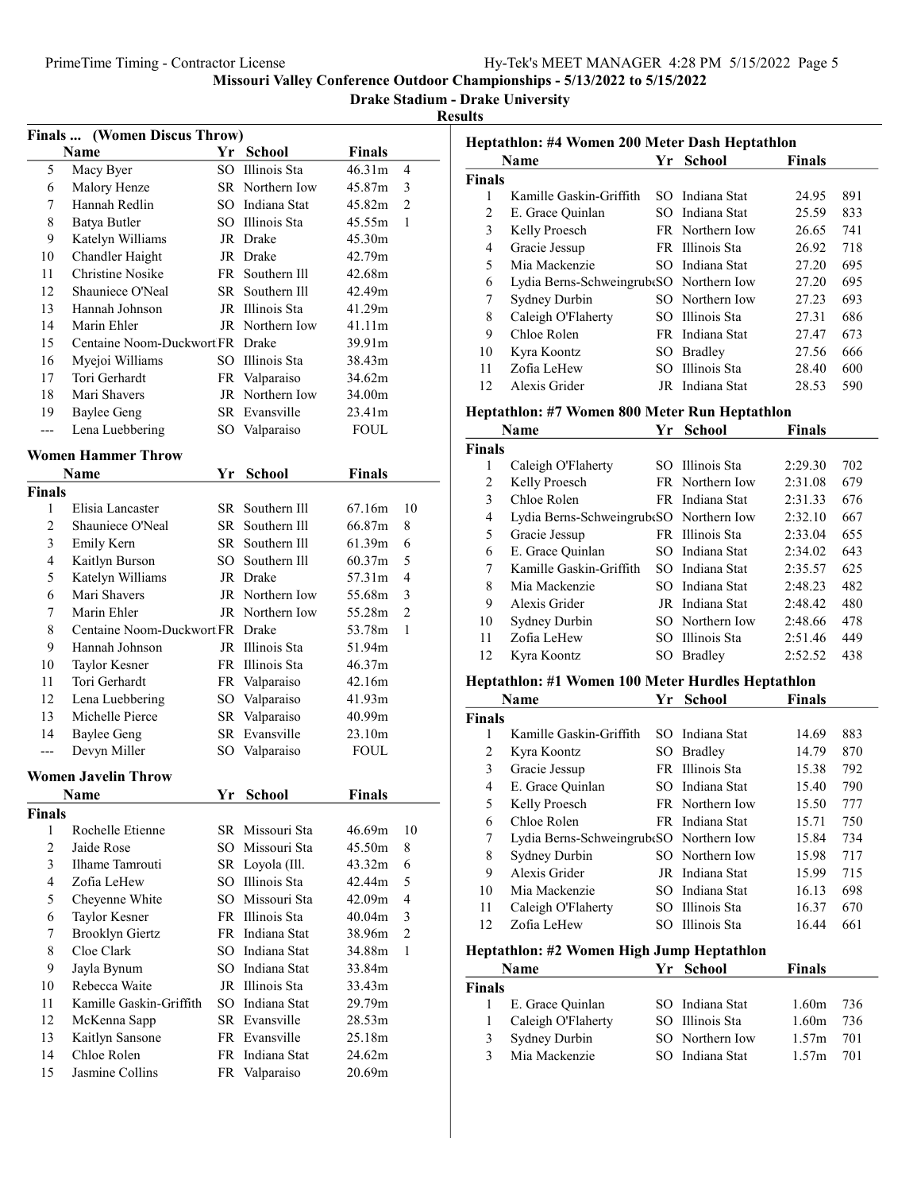# Missouri Valley Conference Outdoor Championships - 5/13/2022 to 5/15/2022

## Drake Stadium - Drake University

### Results

**Finals ... (Women Discus Throw)**

| | Name | Yr | School | Finals | |
|---|---|---|---|---|---|
| 5 | Macy Byer | SO | Illinois Sta | 46.31m | 4 |
| 6 | Malory Henze | SR | Northern Iow | 45.87m | 3 |
| 7 | Hannah Redlin | SO | Indiana Stat | 45.82m | 2 |
| 8 | Batya Butler | SO | Illinois Sta | 45.55m | 1 |
| 9 | Katelyn Williams | JR | Drake | 45.30m | |
| 10 | Chandler Haight | JR | Drake | 42.79m | |
| 11 | Christine Nosike | FR | Southern Ill | 42.68m | |
| 12 | Shauniece O'Neal | SR | Southern Ill | 42.49m | |
| 13 | Hannah Johnson | JR | Illinois Sta | 41.29m | |
| 14 | Marin Ehler | JR | Northern Iow | 41.11m | |
| 15 | Centaine Noom-Duckwort | FR | Drake | 39.91m | |
| 16 | Myejoi Williams | SO | Illinois Sta | 38.43m | |
| 17 | Tori Gerhardt | FR | Valparaiso | 34.62m | |
| 18 | Mari Shavers | JR | Northern Iow | 34.00m | |
| 19 | Baylee Geng | SR | Evansville | 23.41m | |
| --- | Lena Luebbering | SO | Valparaiso | FOUL | |

### Women Hammer Throw

| | Name | Yr | School | Finals | |
|---|---|---|---|---|---|
| **Finals** | | | | | |
| 1 | Elisia Lancaster | SR | Southern Ill | 67.16m | 10 |
| 2 | Shauniece O'Neal | SR | Southern Ill | 66.87m | 8 |
| 3 | Emily Kern | SR | Southern Ill | 61.39m | 6 |
| 4 | Kaitlyn Burson | SO | Southern Ill | 60.37m | 5 |
| 5 | Katelyn Williams | JR | Drake | 57.31m | 4 |
| 6 | Mari Shavers | JR | Northern Iow | 55.68m | 3 |
| 7 | Marin Ehler | JR | Northern Iow | 55.28m | 2 |
| 8 | Centaine Noom-Duckwort | FR | Drake | 53.78m | 1 |
| 9 | Hannah Johnson | JR | Illinois Sta | 51.94m | |
| 10 | Taylor Kesner | FR | Illinois Sta | 46.37m | |
| 11 | Tori Gerhardt | FR | Valparaiso | 42.16m | |
| 12 | Lena Luebbering | SO | Valparaiso | 41.93m | |
| 13 | Michelle Pierce | SR | Valparaiso | 40.99m | |
| 14 | Baylee Geng | SR | Evansville | 23.10m | |
| --- | Devyn Miller | SO | Valparaiso | FOUL | |

### Women Javelin Throw

| | Name | Yr | School | Finals | |
|---|---|---|---|---|---|
| **Finals** | | | | | |
| 1 | Rochelle Etienne | SR | Missouri Sta | 46.69m | 10 |
| 2 | Jaide Rose | SO | Missouri Sta | 45.50m | 8 |
| 3 | Ilhame Tamrouti | SR | Loyola (Ill. | 43.32m | 6 |
| 4 | Zofia LeHew | SO | Illinois Sta | 42.44m | 5 |
| 5 | Cheyenne White | SO | Missouri Sta | 42.09m | 4 |
| 6 | Taylor Kesner | FR | Illinois Sta | 40.04m | 3 |
| 7 | Brooklyn Giertz | FR | Indiana Stat | 38.96m | 2 |
| 8 | Cloe Clark | SO | Indiana Stat | 34.88m | 1 |
| 9 | Jayla Bynum | SO | Indiana Stat | 33.84m | |
| 10 | Rebecca Waite | JR | Illinois Sta | 33.43m | |
| 11 | Kamille Gaskin-Griffith | SO | Indiana Stat | 29.79m | |
| 12 | McKenna Sapp | SR | Evansville | 28.53m | |
| 13 | Kaitlyn Sansone | FR | Evansville | 25.18m | |
| 14 | Chloe Rolen | FR | Indiana Stat | 24.62m | |
| 15 | Jasmine Collins | FR | Valparaiso | 20.69m | |

### Heptathlon: #4 Women 200 Meter Dash Heptathlon

| | Name | Yr | School | Finals | |
|---|---|---|---|---|---|
| **Finals** | | | | | |
| 1 | Kamille Gaskin-Griffith | SO | Indiana Stat | 24.95 | 891 |
| 2 | E. Grace Quinlan | SO | Indiana Stat | 25.59 | 833 |
| 3 | Kelly Proesch | FR | Northern Iow | 26.65 | 741 |
| 4 | Gracie Jessup | FR | Illinois Sta | 26.92 | 718 |
| 5 | Mia Mackenzie | SO | Indiana Stat | 27.20 | 695 |
| 6 | Lydia Berns-Schweingrub | SO | Northern Iow | 27.20 | 695 |
| 7 | Sydney Durbin | SO | Northern Iow | 27.23 | 693 |
| 8 | Caleigh O'Flaherty | SO | Illinois Sta | 27.31 | 686 |
| 9 | Chloe Rolen | FR | Indiana Stat | 27.47 | 673 |
| 10 | Kyra Koontz | SO | Bradley | 27.56 | 666 |
| 11 | Zofia LeHew | SO | Illinois Sta | 28.40 | 600 |
| 12 | Alexis Grider | JR | Indiana Stat | 28.53 | 590 |

### Heptathlon: #7 Women 800 Meter Run Heptathlon

| | Name | Yr | School | Finals | |
|---|---|---|---|---|---|
| **Finals** | | | | | |
| 1 | Caleigh O'Flaherty | SO | Illinois Sta | 2:29.30 | 702 |
| 2 | Kelly Proesch | FR | Northern Iow | 2:31.08 | 679 |
| 3 | Chloe Rolen | FR | Indiana Stat | 2:31.33 | 676 |
| 4 | Lydia Berns-Schweingrub | SO | Northern Iow | 2:32.10 | 667 |
| 5 | Gracie Jessup | FR | Illinois Sta | 2:33.04 | 655 |
| 6 | E. Grace Quinlan | SO | Indiana Stat | 2:34.02 | 643 |
| 7 | Kamille Gaskin-Griffith | SO | Indiana Stat | 2:35.57 | 625 |
| 8 | Mia Mackenzie | SO | Indiana Stat | 2:48.23 | 482 |
| 9 | Alexis Grider | JR | Indiana Stat | 2:48.42 | 480 |
| 10 | Sydney Durbin | SO | Northern Iow | 2:48.66 | 478 |
| 11 | Zofia LeHew | SO | Illinois Sta | 2:51.46 | 449 |
| 12 | Kyra Koontz | SO | Bradley | 2:52.52 | 438 |

### Heptathlon: #1 Women 100 Meter Hurdles Heptathlon

| | Name | Yr | School | Finals | |
|---|---|---|---|---|---|
| **Finals** | | | | | |
| 1 | Kamille Gaskin-Griffith | SO | Indiana Stat | 14.69 | 883 |
| 2 | Kyra Koontz | SO | Bradley | 14.79 | 870 |
| 3 | Gracie Jessup | FR | Illinois Sta | 15.38 | 792 |
| 4 | E. Grace Quinlan | SO | Indiana Stat | 15.40 | 790 |
| 5 | Kelly Proesch | FR | Northern Iow | 15.50 | 777 |
| 6 | Chloe Rolen | FR | Indiana Stat | 15.71 | 750 |
| 7 | Lydia Berns-Schweingrub | SO | Northern Iow | 15.84 | 734 |
| 8 | Sydney Durbin | SO | Northern Iow | 15.98 | 717 |
| 9 | Alexis Grider | JR | Indiana Stat | 15.99 | 715 |
| 10 | Mia Mackenzie | SO | Indiana Stat | 16.13 | 698 |
| 11 | Caleigh O'Flaherty | SO | Illinois Sta | 16.37 | 670 |
| 12 | Zofia LeHew | SO | Illinois Sta | 16.44 | 661 |

### Heptathlon: #2 Women High Jump Heptathlon

| | Name | Yr | School | Finals | |
|---|---|---|---|---|---|
| **Finals** | | | | | |
| 1 | E. Grace Quinlan | SO | Indiana Stat | 1.60m | 736 |
| 1 | Caleigh O'Flaherty | SO | Illinois Sta | 1.60m | 736 |
| 3 | Sydney Durbin | SO | Northern Iow | 1.57m | 701 |
| 3 | Mia Mackenzie | SO | Indiana Stat | 1.57m | 701 |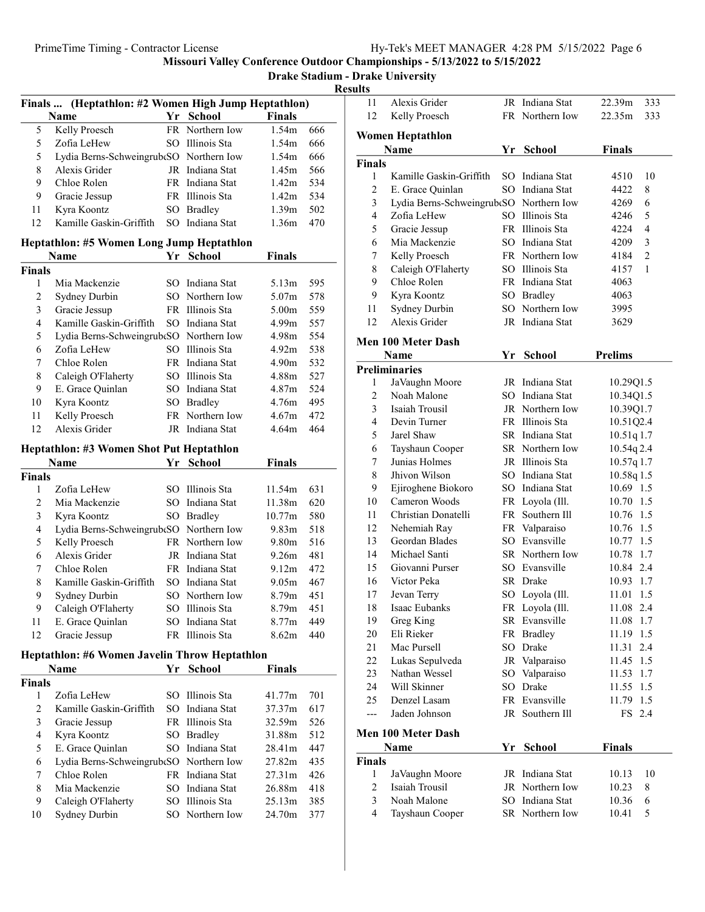**Missouri Valley Conference Outdoor Championships - 5/13/2022 to 5/15/2022**

**Drake Stadium - Drake University**

**Results**

### Finals ... (Heptathlon: #2 Women High Jump Heptathlon)

| | Name | Yr | School | Finals | |
|---|---|---|---|---|---|
| 5 | Kelly Proesch | FR | Northern Iow | 1.54m | 666 |
| 5 | Zofia LeHew | SO | Illinois Sta | 1.54m | 666 |
| 5 | Lydia Berns-Schweingrub | SO | Northern Iow | 1.54m | 666 |
| 8 | Alexis Grider | JR | Indiana Stat | 1.45m | 566 |
| 9 | Chloe Rolen | FR | Indiana Stat | 1.42m | 534 |
| 9 | Gracie Jessup | FR | Illinois Sta | 1.42m | 534 |
| 11 | Kyra Koontz | SO | Bradley | 1.39m | 502 |
| 12 | Kamille Gaskin-Griffith | SO | Indiana Stat | 1.36m | 470 |

### Heptathlon: #5 Women Long Jump Heptathlon

| | Name | Yr | School | Finals | |
|---|---|---|---|---|---|
| **Finals** | | | | | |
| 1 | Mia Mackenzie | SO | Indiana Stat | 5.13m | 595 |
| 2 | Sydney Durbin | SO | Northern Iow | 5.07m | 578 |
| 3 | Gracie Jessup | FR | Illinois Sta | 5.00m | 559 |
| 4 | Kamille Gaskin-Griffith | SO | Indiana Stat | 4.99m | 557 |
| 5 | Lydia Berns-Schweingrub | SO | Northern Iow | 4.98m | 554 |
| 6 | Zofia LeHew | SO | Illinois Sta | 4.92m | 538 |
| 7 | Chloe Rolen | FR | Indiana Stat | 4.90m | 532 |
| 8 | Caleigh O'Flaherty | SO | Illinois Sta | 4.88m | 527 |
| 9 | E. Grace Quinlan | SO | Indiana Stat | 4.87m | 524 |
| 10 | Kyra Koontz | SO | Bradley | 4.76m | 495 |
| 11 | Kelly Proesch | FR | Northern Iow | 4.67m | 472 |
| 12 | Alexis Grider | JR | Indiana Stat | 4.64m | 464 |

### Heptathlon: #3 Women Shot Put Heptathlon

| | Name | Yr | School | Finals | |
|---|---|---|---|---|---|
| **Finals** | | | | | |
| 1 | Zofia LeHew | SO | Illinois Sta | 11.54m | 631 |
| 2 | Mia Mackenzie | SO | Indiana Stat | 11.38m | 620 |
| 3 | Kyra Koontz | SO | Bradley | 10.77m | 580 |
| 4 | Lydia Berns-Schweingrub | SO | Northern Iow | 9.83m | 518 |
| 5 | Kelly Proesch | FR | Northern Iow | 9.80m | 516 |
| 6 | Alexis Grider | JR | Indiana Stat | 9.26m | 481 |
| 7 | Chloe Rolen | FR | Indiana Stat | 9.12m | 472 |
| 8 | Kamille Gaskin-Griffith | SO | Indiana Stat | 9.05m | 467 |
| 9 | Sydney Durbin | SO | Northern Iow | 8.79m | 451 |
| 9 | Caleigh O'Flaherty | SO | Illinois Sta | 8.79m | 451 |
| 11 | E. Grace Quinlan | SO | Indiana Stat | 8.77m | 449 |
| 12 | Gracie Jessup | FR | Illinois Sta | 8.62m | 440 |

### Heptathlon: #6 Women Javelin Throw Heptathlon

| | Name | Yr | School | Finals | |
|---|---|---|---|---|---|
| **Finals** | | | | | |
| 1 | Zofia LeHew | SO | Illinois Sta | 41.77m | 701 |
| 2 | Kamille Gaskin-Griffith | SO | Indiana Stat | 37.37m | 617 |
| 3 | Gracie Jessup | FR | Illinois Sta | 32.59m | 526 |
| 4 | Kyra Koontz | SO | Bradley | 31.88m | 512 |
| 5 | E. Grace Quinlan | SO | Indiana Stat | 28.41m | 447 |
| 6 | Lydia Berns-Schweingrub | SO | Northern Iow | 27.82m | 435 |
| 7 | Chloe Rolen | FR | Indiana Stat | 27.31m | 426 |
| 8 | Mia Mackenzie | SO | Indiana Stat | 26.88m | 418 |
| 9 | Caleigh O'Flaherty | SO | Illinois Sta | 25.13m | 385 |
| 10 | Sydney Durbin | SO | Northern Iow | 24.70m | 377 |
| 11 | Alexis Grider | JR | Indiana Stat | 22.39m | 333 |
| 12 | Kelly Proesch | FR | Northern Iow | 22.35m | 333 |

### Women Heptathlon

| | Name | Yr | School | Finals | |
|---|---|---|---|---|---|
| **Finals** | | | | | |
| 1 | Kamille Gaskin-Griffith | SO | Indiana Stat | 4510 | 10 |
| 2 | E. Grace Quinlan | SO | Indiana Stat | 4422 | 8 |
| 3 | Lydia Berns-Schweingrub | SO | Northern Iow | 4269 | 6 |
| 4 | Zofia LeHew | SO | Illinois Sta | 4246 | 5 |
| 5 | Gracie Jessup | FR | Illinois Sta | 4224 | 4 |
| 6 | Mia Mackenzie | SO | Indiana Stat | 4209 | 3 |
| 7 | Kelly Proesch | FR | Northern Iow | 4184 | 2 |
| 8 | Caleigh O'Flaherty | SO | Illinois Sta | 4157 | 1 |
| 9 | Chloe Rolen | FR | Indiana Stat | 4063 | |
| 9 | Kyra Koontz | SO | Bradley | 4063 | |
| 11 | Sydney Durbin | SO | Northern Iow | 3995 | |
| 12 | Alexis Grider | JR | Indiana Stat | 3629 | |

### Men 100 Meter Dash

| | Name | Yr | School | Prelims | |
|---|---|---|---|---|---|
| **Preliminaries** | | | | | |
| 1 | JaVaughn Moore | JR | Indiana Stat | 10.29Q | 1.5 |
| 2 | Noah Malone | SO | Indiana Stat | 10.34Q | 1.5 |
| 3 | Isaiah Trousil | JR | Northern Iow | 10.39Q | 1.7 |
| 4 | Devin Turner | FR | Illinois Sta | 10.51Q | 2.4 |
| 5 | Jarel Shaw | SR | Indiana Stat | 10.51q | 1.7 |
| 6 | Tayshaun Cooper | SR | Northern Iow | 10.54q | 2.4 |
| 7 | Junias Holmes | JR | Illinois Sta | 10.57q | 1.7 |
| 8 | Jhivon Wilson | SO | Indiana Stat | 10.58q | 1.5 |
| 9 | Ejiroghene Biokoro | SO | Indiana Stat | 10.69 | 1.5 |
| 10 | Cameron Woods | FR | Loyola (Ill. | 10.70 | 1.5 |
| 11 | Christian Donatelli | FR | Southern Ill | 10.76 | 1.5 |
| 12 | Nehemiah Ray | FR | Valparaiso | 10.76 | 1.5 |
| 13 | Geordan Blades | SO | Evansville | 10.77 | 1.5 |
| 14 | Michael Santi | SR | Northern Iow | 10.78 | 1.7 |
| 15 | Giovanni Purser | SO | Evansville | 10.84 | 2.4 |
| 16 | Victor Peka | SR | Drake | 10.93 | 1.7 |
| 17 | Jevan Terry | SO | Loyola (Ill. | 11.01 | 1.5 |
| 18 | Isaac Eubanks | FR | Loyola (Ill. | 11.08 | 2.4 |
| 19 | Greg King | SR | Evansville | 11.08 | 1.7 |
| 20 | Eli Rieker | FR | Bradley | 11.19 | 1.5 |
| 21 | Mac Pursell | SO | Drake | 11.31 | 2.4 |
| 22 | Lukas Sepulveda | JR | Valparaiso | 11.45 | 1.5 |
| 23 | Nathan Wessel | SO | Valparaiso | 11.53 | 1.7 |
| 24 | Will Skinner | SO | Drake | 11.55 | 1.5 |
| 25 | Denzel Lasam | FR | Evansville | 11.79 | 1.5 |
| --- | Jaden Johnson | JR | Southern Ill | FS | 2.4 |

### Men 100 Meter Dash

| | Name | Yr | School | Finals | |
|---|---|---|---|---|---|
| **Finals** | | | | | |
| 1 | JaVaughn Moore | JR | Indiana Stat | 10.13 | 10 |
| 2 | Isaiah Trousil | JR | Northern Iow | 10.23 | 8 |
| 3 | Noah Malone | SO | Indiana Stat | 10.36 | 6 |
| 4 | Tayshaun Cooper | SR | Northern Iow | 10.41 | 5 |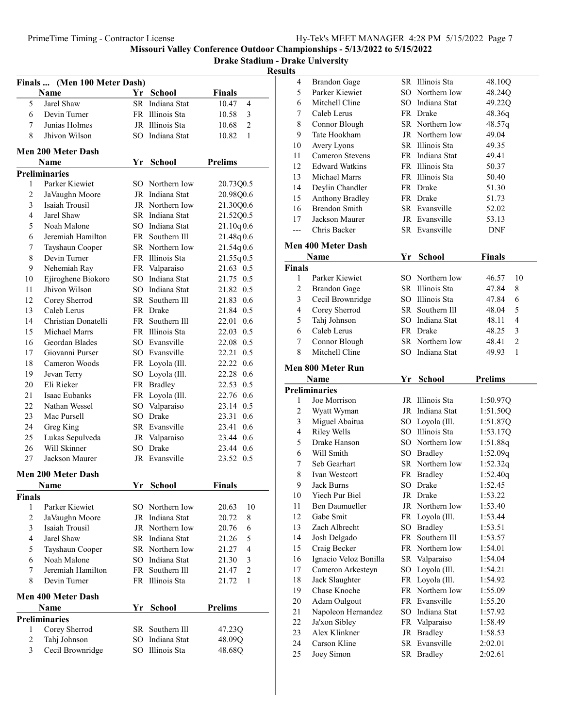Missouri Valley Conference Outdoor Championships - 5/13/2022 to 5/15/2022

Drake Stadium - Drake University

Results

### Finals ... (Men 100 Meter Dash)

| | Name | Yr | School | Finals | |
|---|---|---|---|---|---|
| 5 | Jarel Shaw | SR | Indiana Stat | 10.47 | 4 |
| 6 | Devin Turner | FR | Illinois Sta | 10.58 | 3 |
| 7 | Junias Holmes | JR | Illinois Sta | 10.68 | 2 |
| 8 | Jhivon Wilson | SO | Indiana Stat | 10.82 | 1 |

### Men 200 Meter Dash

**Preliminaries**

| | Name | Yr | School | Prelims | |
|---|---|---|---|---|---|
| 1 | Parker Kiewiet | SO | Northern Iow | 20.73Q | 0.5 |
| 2 | JaVaughn Moore | JR | Indiana Stat | 20.98Q | 0.6 |
| 3 | Isaiah Trousil | JR | Northern Iow | 21.30Q | 0.6 |
| 4 | Jarel Shaw | SR | Indiana Stat | 21.52Q | 0.5 |
| 5 | Noah Malone | SO | Indiana Stat | 21.10q | 0.6 |
| 6 | Jeremiah Hamilton | FR | Southern Ill | 21.48q | 0.6 |
| 7 | Tayshaun Cooper | SR | Northern Iow | 21.54q | 0.6 |
| 8 | Devin Turner | FR | Illinois Sta | 21.55q | 0.5 |
| 9 | Nehemiah Ray | FR | Valparaiso | 21.63 | 0.5 |
| 10 | Ejiroghene Biokoro | SO | Indiana Stat | 21.75 | 0.5 |
| 11 | Jhivon Wilson | SO | Indiana Stat | 21.82 | 0.5 |
| 12 | Corey Sherrod | SR | Southern Ill | 21.83 | 0.6 |
| 13 | Caleb Lerus | FR | Drake | 21.84 | 0.5 |
| 14 | Christian Donatelli | FR | Southern Ill | 22.01 | 0.6 |
| 15 | Michael Marrs | FR | Illinois Sta | 22.03 | 0.5 |
| 16 | Geordan Blades | SO | Evansville | 22.08 | 0.5 |
| 17 | Giovanni Purser | SO | Evansville | 22.21 | 0.5 |
| 18 | Cameron Woods | FR | Loyola (Ill. | 22.22 | 0.6 |
| 19 | Jevan Terry | SO | Loyola (Ill. | 22.28 | 0.6 |
| 20 | Eli Rieker | FR | Bradley | 22.53 | 0.5 |
| 21 | Isaac Eubanks | FR | Loyola (Ill. | 22.76 | 0.6 |
| 22 | Nathan Wessel | SO | Valparaiso | 23.14 | 0.5 |
| 23 | Mac Pursell | SO | Drake | 23.31 | 0.6 |
| 24 | Greg King | SR | Evansville | 23.41 | 0.6 |
| 25 | Lukas Sepulveda | JR | Valparaiso | 23.44 | 0.6 |
| 26 | Will Skinner | SO | Drake | 23.44 | 0.6 |
| 27 | Jackson Maurer | JR | Evansville | 23.52 | 0.5 |

### Men 200 Meter Dash

**Finals**

| | Name | Yr | School | Finals | |
|---|---|---|---|---|---|
| 1 | Parker Kiewiet | SO | Northern Iow | 20.63 | 10 |
| 2 | JaVaughn Moore | JR | Indiana Stat | 20.72 | 8 |
| 3 | Isaiah Trousil | JR | Northern Iow | 20.76 | 6 |
| 4 | Jarel Shaw | SR | Indiana Stat | 21.26 | 5 |
| 5 | Tayshaun Cooper | SR | Northern Iow | 21.27 | 4 |
| 6 | Noah Malone | SO | Indiana Stat | 21.30 | 3 |
| 7 | Jeremiah Hamilton | FR | Southern Ill | 21.47 | 2 |
| 8 | Devin Turner | FR | Illinois Sta | 21.72 | 1 |

### Men 400 Meter Dash

**Preliminaries**

| | Name | Yr | School | Prelims |
|---|---|---|---|---|
| 1 | Corey Sherrod | SR | Southern Ill | 47.23Q |
| 2 | Tahj Johnson | SO | Indiana Stat | 48.09Q |
| 3 | Cecil Brownridge | SO | Illinois Sta | 48.68Q |
| 4 | Brandon Gage | SR | Illinois Sta | 48.10Q |
| 5 | Parker Kiewiet | SO | Northern Iow | 48.24Q |
| 6 | Mitchell Cline | SO | Indiana Stat | 49.22Q |
| 7 | Caleb Lerus | FR | Drake | 48.36q |
| 8 | Connor Blough | SR | Northern Iow | 48.57q |
| 9 | Tate Hookham | JR | Northern Iow | 49.04 |
| 10 | Avery Lyons | SR | Illinois Sta | 49.35 |
| 11 | Cameron Stevens | FR | Indiana Stat | 49.41 |
| 12 | Edward Watkins | FR | Illinois Sta | 50.37 |
| 13 | Michael Marrs | FR | Illinois Sta | 50.40 |
| 14 | Deylin Chandler | FR | Drake | 51.30 |
| 15 | Anthony Bradley | FR | Drake | 51.73 |
| 16 | Brendon Smith | SR | Evansville | 52.02 |
| 17 | Jackson Maurer | JR | Evansville | 53.13 |
| --- | Chris Backer | SR | Evansville | DNF |

### Men 400 Meter Dash

**Finals**

| | Name | Yr | School | Finals | |
|---|---|---|---|---|---|
| 1 | Parker Kiewiet | SO | Northern Iow | 46.57 | 10 |
| 2 | Brandon Gage | SR | Illinois Sta | 47.84 | 8 |
| 3 | Cecil Brownridge | SO | Illinois Sta | 47.84 | 6 |
| 4 | Corey Sherrod | SR | Southern Ill | 48.04 | 5 |
| 5 | Tahj Johnson | SO | Indiana Stat | 48.11 | 4 |
| 6 | Caleb Lerus | FR | Drake | 48.25 | 3 |
| 7 | Connor Blough | SR | Northern Iow | 48.41 | 2 |
| 8 | Mitchell Cline | SO | Indiana Stat | 49.93 | 1 |

### Men 800 Meter Run

**Preliminaries**

| | Name | Yr | School | Prelims |
|---|---|---|---|---|
| 1 | Joe Morrison | JR | Illinois Sta | 1:50.97Q |
| 2 | Wyatt Wyman | JR | Indiana Stat | 1:51.50Q |
| 3 | Miguel Abaitua | SO | Loyola (Ill. | 1:51.87Q |
| 4 | Riley Wells | SO | Illinois Sta | 1:53.17Q |
| 5 | Drake Hanson | SO | Northern Iow | 1:51.88q |
| 6 | Will Smith | SO | Bradley | 1:52.09q |
| 7 | Seb Gearhart | SR | Northern Iow | 1:52.32q |
| 8 | Ivan Westcott | FR | Bradley | 1:52.40q |
| 9 | Jack Burns | SO | Drake | 1:52.45 |
| 10 | Yiech Pur Biel | JR | Drake | 1:53.22 |
| 11 | Ben Daumueller | JR | Northern Iow | 1:53.40 |
| 12 | Gabe Smit | FR | Loyola (Ill. | 1:53.44 |
| 13 | Zach Albrecht | SO | Bradley | 1:53.51 |
| 14 | Josh Delgado | FR | Southern Ill | 1:53.57 |
| 15 | Craig Becker | FR | Northern Iow | 1:54.01 |
| 16 | Ignacio Veloz Bonilla | SR | Valparaiso | 1:54.04 |
| 17 | Cameron Arkesteyn | SO | Loyola (Ill. | 1:54.21 |
| 18 | Jack Slaughter | FR | Loyola (Ill. | 1:54.92 |
| 19 | Chase Knoche | FR | Northern Iow | 1:55.09 |
| 20 | Adam Oulgout | FR | Evansville | 1:55.20 |
| 21 | Napoleon Hernandez | SO | Indiana Stat | 1:57.92 |
| 22 | Ja'xon Sibley | FR | Valparaiso | 1:58.49 |
| 23 | Alex Klinkner | JR | Bradley | 1:58.53 |
| 24 | Carson Kline | SR | Evansville | 2:02.01 |
| 25 | Joey Simon | SR | Bradley | 2:02.61 |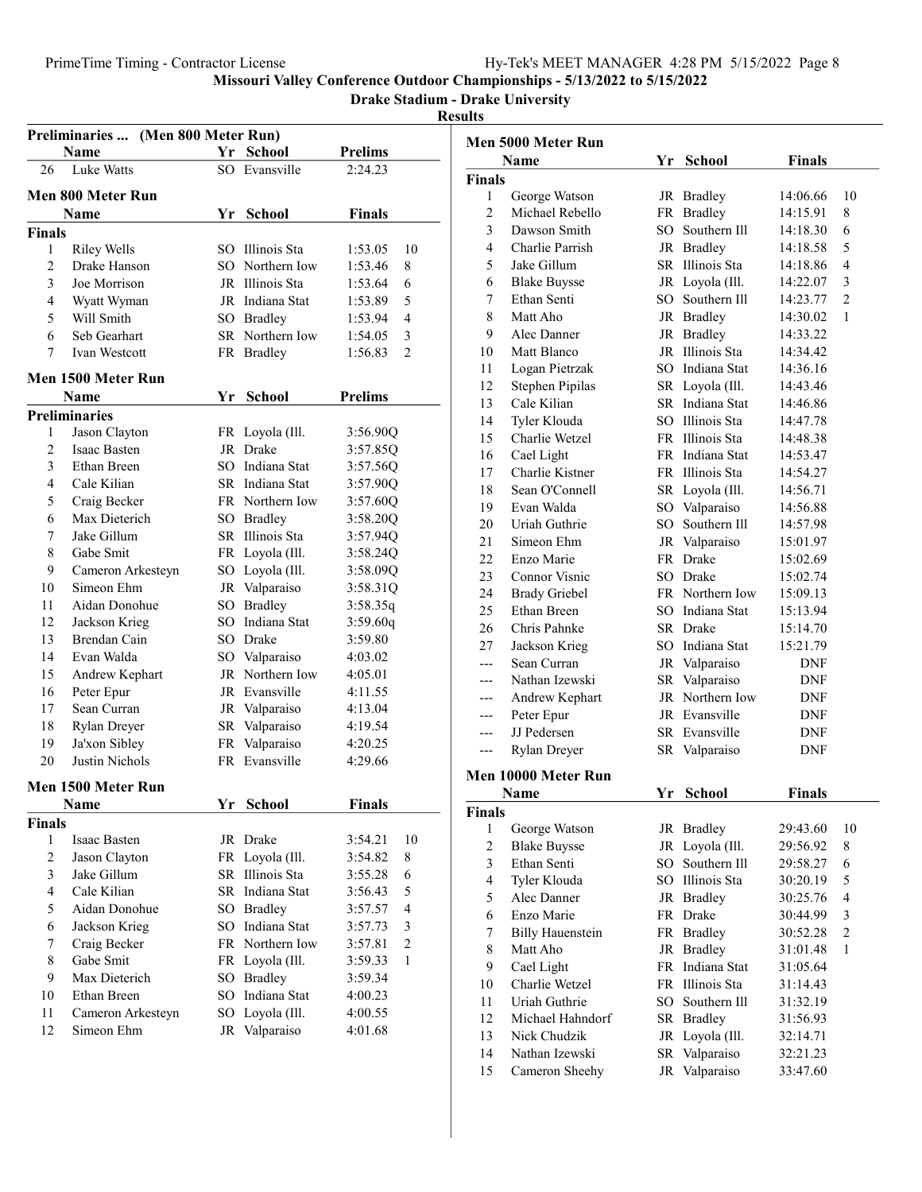## Missouri Valley Conference Outdoor Championships - 5/13/2022 to 5/15/2022

### Drake Stadium - Drake University

### Results

#### Preliminaries ... (Men 800 Meter Run)

| | Name | Yr | School | Prelims |
|---|---|---|---|---|
| 26 | Luke Watts | SO | Evansville | 2:24.23 |

#### Men 800 Meter Run

| | Name | Yr | School | Finals | |
|---|---|---|---|---|---|
| **Finals** | | | | | |
| 1 | Riley Wells | SO | Illinois Sta | 1:53.05 | 10 |
| 2 | Drake Hanson | SO | Northern Iow | 1:53.46 | 8 |
| 3 | Joe Morrison | JR | Illinois Sta | 1:53.64 | 6 |
| 4 | Wyatt Wyman | JR | Indiana Stat | 1:53.89 | 5 |
| 5 | Will Smith | SO | Bradley | 1:53.94 | 4 |
| 6 | Seb Gearhart | SR | Northern Iow | 1:54.05 | 3 |
| 7 | Ivan Westcott | FR | Bradley | 1:56.83 | 2 |

#### Men 1500 Meter Run

| | Name | Yr | School | Prelims |
|---|---|---|---|---|
| **Preliminaries** | | | | |
| 1 | Jason Clayton | FR | Loyola (Ill. | 3:56.90Q |
| 2 | Isaac Basten | JR | Drake | 3:57.85Q |
| 3 | Ethan Breen | SO | Indiana Stat | 3:57.56Q |
| 4 | Cale Kilian | SR | Indiana Stat | 3:57.90Q |
| 5 | Craig Becker | FR | Northern Iow | 3:57.60Q |
| 6 | Max Dieterich | SO | Bradley | 3:58.20Q |
| 7 | Jake Gillum | SR | Illinois Sta | 3:57.94Q |
| 8 | Gabe Smit | FR | Loyola (Ill. | 3:58.24Q |
| 9 | Cameron Arkesteyn | SO | Loyola (Ill. | 3:58.09Q |
| 10 | Simeon Ehm | JR | Valparaiso | 3:58.31Q |
| 11 | Aidan Donohue | SO | Bradley | 3:58.35q |
| 12 | Jackson Krieg | SO | Indiana Stat | 3:59.60q |
| 13 | Brendan Cain | SO | Drake | 3:59.80 |
| 14 | Evan Walda | SO | Valparaiso | 4:03.02 |
| 15 | Andrew Kephart | JR | Northern Iow | 4:05.01 |
| 16 | Peter Epur | JR | Evansville | 4:11.55 |
| 17 | Sean Curran | JR | Valparaiso | 4:13.04 |
| 18 | Rylan Dreyer | SR | Valparaiso | 4:19.54 |
| 19 | Ja'xon Sibley | FR | Valparaiso | 4:20.25 |
| 20 | Justin Nichols | FR | Evansville | 4:29.66 |

#### Men 1500 Meter Run

| | Name | Yr | School | Finals | |
|---|---|---|---|---|---|
| **Finals** | | | | | |
| 1 | Isaac Basten | JR | Drake | 3:54.21 | 10 |
| 2 | Jason Clayton | FR | Loyola (Ill. | 3:54.82 | 8 |
| 3 | Jake Gillum | SR | Illinois Sta | 3:55.28 | 6 |
| 4 | Cale Kilian | SR | Indiana Stat | 3:56.43 | 5 |
| 5 | Aidan Donohue | SO | Bradley | 3:57.57 | 4 |
| 6 | Jackson Krieg | SO | Indiana Stat | 3:57.73 | 3 |
| 7 | Craig Becker | FR | Northern Iow | 3:57.81 | 2 |
| 8 | Gabe Smit | FR | Loyola (Ill. | 3:59.33 | 1 |
| 9 | Max Dieterich | SO | Bradley | 3:59.34 | |
| 10 | Ethan Breen | SO | Indiana Stat | 4:00.23 | |
| 11 | Cameron Arkesteyn | SO | Loyola (Ill. | 4:00.55 | |
| 12 | Simeon Ehm | JR | Valparaiso | 4:01.68 | |

#### Men 5000 Meter Run

| | Name | Yr | School | Finals | |
|---|---|---|---|---|---|
| **Finals** | | | | | |
| 1 | George Watson | JR | Bradley | 14:06.66 | 10 |
| 2 | Michael Rebello | FR | Bradley | 14:15.91 | 8 |
| 3 | Dawson Smith | SO | Southern Ill | 14:18.30 | 6 |
| 4 | Charlie Parrish | JR | Bradley | 14:18.58 | 5 |
| 5 | Jake Gillum | SR | Illinois Sta | 14:18.86 | 4 |
| 6 | Blake Buysse | JR | Loyola (Ill. | 14:22.07 | 3 |
| 7 | Ethan Senti | SO | Southern Ill | 14:23.77 | 2 |
| 8 | Matt Aho | JR | Bradley | 14:30.02 | 1 |
| 9 | Alec Danner | JR | Bradley | 14:33.22 | |
| 10 | Matt Blanco | JR | Illinois Sta | 14:34.42 | |
| 11 | Logan Pietrzak | SO | Indiana Stat | 14:36.16 | |
| 12 | Stephen Pipilas | SR | Loyola (Ill. | 14:43.46 | |
| 13 | Cale Kilian | SR | Indiana Stat | 14:46.86 | |
| 14 | Tyler Klouda | SO | Illinois Sta | 14:47.78 | |
| 15 | Charlie Wetzel | FR | Illinois Sta | 14:48.38 | |
| 16 | Cael Light | FR | Indiana Stat | 14:53.47 | |
| 17 | Charlie Kistner | FR | Illinois Sta | 14:54.27 | |
| 18 | Sean O'Connell | SR | Loyola (Ill. | 14:56.71 | |
| 19 | Evan Walda | SO | Valparaiso | 14:56.88 | |
| 20 | Uriah Guthrie | SO | Southern Ill | 14:57.98 | |
| 21 | Simeon Ehm | JR | Valparaiso | 15:01.97 | |
| 22 | Enzo Marie | FR | Drake | 15:02.69 | |
| 23 | Connor Visnic | SO | Drake | 15:02.74 | |
| 24 | Brady Griebel | FR | Northern Iow | 15:09.13 | |
| 25 | Ethan Breen | SO | Indiana Stat | 15:13.94 | |
| 26 | Chris Pahnke | SR | Drake | 15:14.70 | |
| 27 | Jackson Krieg | SO | Indiana Stat | 15:21.79 | |
| --- | Sean Curran | JR | Valparaiso | DNF | |
| --- | Nathan Izewski | SR | Valparaiso | DNF | |
| --- | Andrew Kephart | JR | Northern Iow | DNF | |
| --- | Peter Epur | JR | Evansville | DNF | |
| --- | JJ Pedersen | SR | Evansville | DNF | |
| --- | Rylan Dreyer | SR | Valparaiso | DNF | |

#### Men 10000 Meter Run

| | Name | Yr | School | Finals | |
|---|---|---|---|---|---|
| **Finals** | | | | | |
| 1 | George Watson | JR | Bradley | 29:43.60 | 10 |
| 2 | Blake Buysse | JR | Loyola (Ill. | 29:56.92 | 8 |
| 3 | Ethan Senti | SO | Southern Ill | 29:58.27 | 6 |
| 4 | Tyler Klouda | SO | Illinois Sta | 30:20.19 | 5 |
| 5 | Alec Danner | JR | Bradley | 30:25.76 | 4 |
| 6 | Enzo Marie | FR | Drake | 30:44.99 | 3 |
| 7 | Billy Hauenstein | FR | Bradley | 30:52.28 | 2 |
| 8 | Matt Aho | JR | Bradley | 31:01.48 | 1 |
| 9 | Cael Light | FR | Indiana Stat | 31:05.64 | |
| 10 | Charlie Wetzel | FR | Illinois Sta | 31:14.43 | |
| 11 | Uriah Guthrie | SO | Southern Ill | 31:32.19 | |
| 12 | Michael Hahndorf | SR | Bradley | 31:56.93 | |
| 13 | Nick Chudzik | JR | Loyola (Ill. | 32:14.71 | |
| 14 | Nathan Izewski | SR | Valparaiso | 32:21.23 | |
| 15 | Cameron Sheehy | JR | Valparaiso | 33:47.60 | |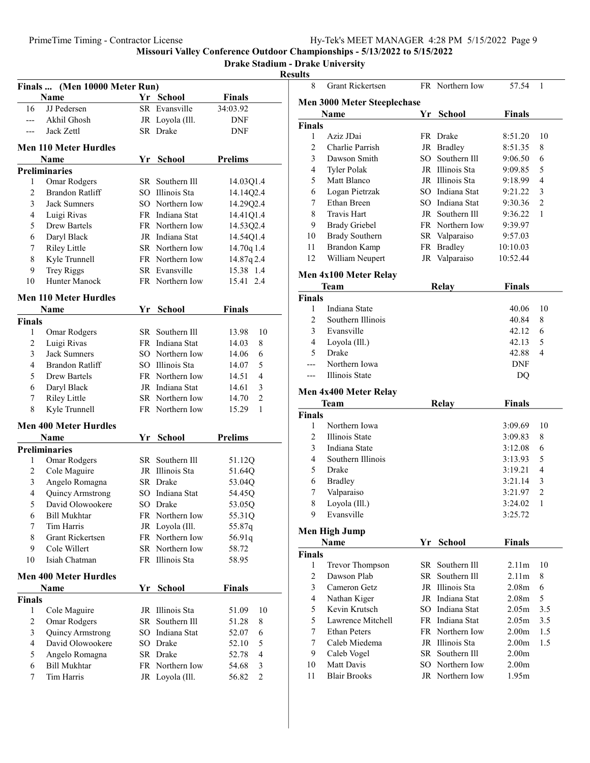## Missouri Valley Conference Outdoor Championships - 5/13/2022 to 5/15/2022

### Drake Stadium - Drake University

### Results

### Finals ... (Men 10000 Meter Run)

| | Name | Yr | School | Finals |
|---|---|---|---|---|
| 16 | JJ Pedersen | SR | Evansville | 34:03.92 |
| --- | Akhil Ghosh | JR | Loyola (Ill. | DNF |
| --- | Jack Zettl | SR | Drake | DNF |

### Men 110 Meter Hurdles

| | Name | Yr | School | Prelims |
|---|---|---|---|---|
| **Preliminaries** | | | | |
| 1 | Omar Rodgers | SR | Southern Ill | 14.03Q1.4 |
| 2 | Brandon Ratliff | SO | Illinois Sta | 14.14Q2.4 |
| 3 | Jack Sumners | SO | Northern Iow | 14.29Q2.4 |
| 4 | Luigi Rivas | FR | Indiana Stat | 14.41Q1.4 |
| 5 | Drew Bartels | FR | Northern Iow | 14.53Q2.4 |
| 6 | Daryl Black | JR | Indiana Stat | 14.54Q1.4 |
| 7 | Riley Little | SR | Northern Iow | 14.70q 1.4 |
| 8 | Kyle Trunnell | FR | Northern Iow | 14.87q 2.4 |
| 9 | Trey Riggs | SR | Evansville | 15.38 1.4 |
| 10 | Hunter Manock | FR | Northern Iow | 15.41 2.4 |

### Men 110 Meter Hurdles

| | Name | Yr | School | Finals | |
|---|---|---|---|---|---|
| **Finals** | | | | | |
| 1 | Omar Rodgers | SR | Southern Ill | 13.98 | 10 |
| 2 | Luigi Rivas | FR | Indiana Stat | 14.03 | 8 |
| 3 | Jack Sumners | SO | Northern Iow | 14.06 | 6 |
| 4 | Brandon Ratliff | SO | Illinois Sta | 14.07 | 5 |
| 5 | Drew Bartels | FR | Northern Iow | 14.51 | 4 |
| 6 | Daryl Black | JR | Indiana Stat | 14.61 | 3 |
| 7 | Riley Little | SR | Northern Iow | 14.70 | 2 |
| 8 | Kyle Trunnell | FR | Northern Iow | 15.29 | 1 |

### Men 400 Meter Hurdles

| | Name | Yr | School | Prelims |
|---|---|---|---|---|
| **Preliminaries** | | | | |
| 1 | Omar Rodgers | SR | Southern Ill | 51.12Q |
| 2 | Cole Maguire | JR | Illinois Sta | 51.64Q |
| 3 | Angelo Romagna | SR | Drake | 53.04Q |
| 4 | Quincy Armstrong | SO | Indiana Stat | 54.45Q |
| 5 | David Olowookere | SO | Drake | 53.05Q |
| 6 | Bill Mukhtar | FR | Northern Iow | 55.31Q |
| 7 | Tim Harris | JR | Loyola (Ill. | 55.87q |
| 8 | Grant Rickertsen | FR | Northern Iow | 56.91q |
| 9 | Cole Willert | SR | Northern Iow | 58.72 |
| 10 | Isiah Chatman | FR | Illinois Sta | 58.95 |

### Men 400 Meter Hurdles

| | Name | Yr | School | Finals | |
|---|---|---|---|---|---|
| **Finals** | | | | | |
| 1 | Cole Maguire | JR | Illinois Sta | 51.09 | 10 |
| 2 | Omar Rodgers | SR | Southern Ill | 51.28 | 8 |
| 3 | Quincy Armstrong | SO | Indiana Stat | 52.07 | 6 |
| 4 | David Olowookere | SO | Drake | 52.10 | 5 |
| 5 | Angelo Romagna | SR | Drake | 52.78 | 4 |
| 6 | Bill Mukhtar | FR | Northern Iow | 54.68 | 3 |
| 7 | Tim Harris | JR | Loyola (Ill. | 56.82 | 2 |
| 8 | Grant Rickertsen | FR | Northern Iow | 57.54 | 1 |

### Men 3000 Meter Steeplechase

| | Name | Yr | School | Finals | |
|---|---|---|---|---|---|
| **Finals** | | | | | |
| 1 | Aziz JDai | FR | Drake | 8:51.20 | 10 |
| 2 | Charlie Parrish | JR | Bradley | 8:51.35 | 8 |
| 3 | Dawson Smith | SO | Southern Ill | 9:06.50 | 6 |
| 4 | Tyler Polak | JR | Illinois Sta | 9:09.85 | 5 |
| 5 | Matt Blanco | JR | Illinois Sta | 9:18.99 | 4 |
| 6 | Logan Pietrzak | SO | Indiana Stat | 9:21.22 | 3 |
| 7 | Ethan Breen | SO | Indiana Stat | 9:30.36 | 2 |
| 8 | Travis Hart | JR | Southern Ill | 9:36.22 | 1 |
| 9 | Brady Griebel | FR | Northern Iow | 9:39.97 | |
| 10 | Brady Southern | SR | Valparaiso | 9:57.03 | |
| 11 | Brandon Kamp | FR | Bradley | 10:10.03 | |
| 12 | William Neupert | JR | Valparaiso | 10:52.44 | |

### Men 4x100 Meter Relay

| | Team | Relay | Finals | |
|---|---|---|---|---|
| **Finals** | | | | |
| 1 | Indiana State | | 40.06 | 10 |
| 2 | Southern Illinois | | 40.84 | 8 |
| 3 | Evansville | | 42.12 | 6 |
| 4 | Loyola (Ill.) | | 42.13 | 5 |
| 5 | Drake | | 42.88 | 4 |
| --- | Northern Iowa | | DNF | |
| --- | Illinois State | | DQ | |

### Men 4x400 Meter Relay

| | Team | Relay | Finals | |
|---|---|---|---|---|
| **Finals** | | | | |
| 1 | Northern Iowa | | 3:09.69 | 10 |
| 2 | Illinois State | | 3:09.83 | 8 |
| 3 | Indiana State | | 3:12.08 | 6 |
| 4 | Southern Illinois | | 3:13.93 | 5 |
| 5 | Drake | | 3:19.21 | 4 |
| 6 | Bradley | | 3:21.14 | 3 |
| 7 | Valparaiso | | 3:21.97 | 2 |
| 8 | Loyola (Ill.) | | 3:24.02 | 1 |
| 9 | Evansville | | 3:25.72 | |

### Men High Jump

| | Name | Yr | School | Finals | |
|---|---|---|---|---|---|
| **Finals** | | | | | |
| 1 | Trevor Thompson | SR | Southern Ill | 2.11m | 10 |
| 2 | Dawson Plab | SR | Southern Ill | 2.11m | 8 |
| 3 | Cameron Getz | JR | Illinois Sta | 2.08m | 6 |
| 4 | Nathan Kiger | JR | Indiana Stat | 2.08m | 5 |
| 5 | Kevin Krutsch | SO | Indiana Stat | 2.05m | 3.5 |
| 5 | Lawrence Mitchell | FR | Indiana Stat | 2.05m | 3.5 |
| 7 | Ethan Peters | FR | Northern Iow | 2.00m | 1.5 |
| 7 | Caleb Miedema | JR | Illinois Sta | 2.00m | 1.5 |
| 9 | Caleb Vogel | SR | Southern Ill | 2.00m | |
| 10 | Matt Davis | SO | Northern Iow | 2.00m | |
| 11 | Blair Brooks | JR | Northern Iow | 1.95m | |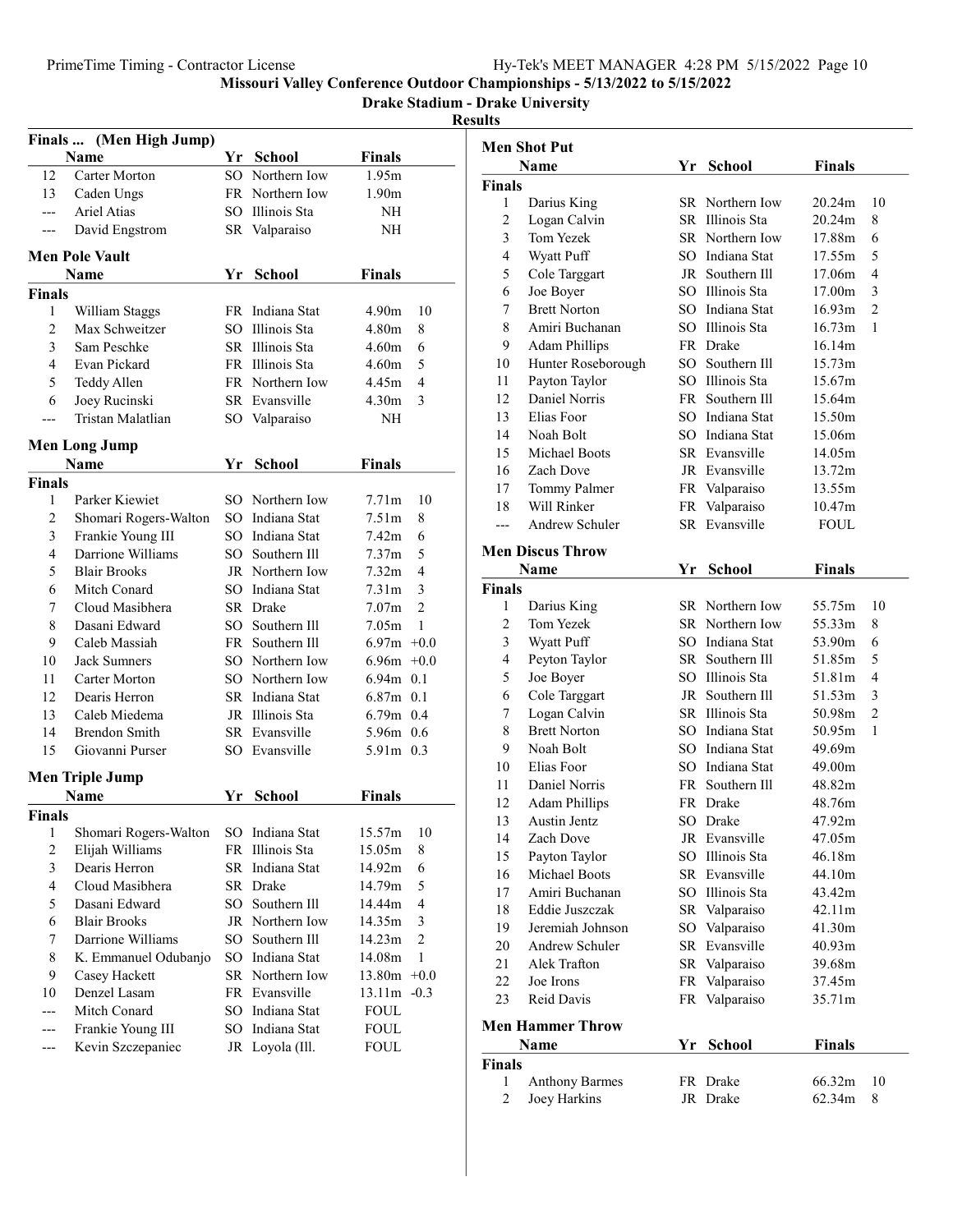**Missouri Valley Conference Outdoor Championships - 5/13/2022 to 5/15/2022**

**Drake Stadium - Drake University**

**Results**

## Finals ... (Men High Jump)

| | Name | Yr | School | Finals | |
|---|---|---|---|---|---|
| 12 | Carter Morton | SO | Northern Iow | 1.95m | |
| 13 | Caden Ungs | FR | Northern Iow | 1.90m | |
| --- | Ariel Atias | SO | Illinois Sta | NH | |
| --- | David Engstrom | SR | Valparaiso | NH | |

## Men Pole Vault

**Finals**

| | Name | Yr | School | Finals | |
|---|---|---|---|---|---|
| 1 | William Staggs | FR | Indiana Stat | 4.90m | 10 |
| 2 | Max Schweitzer | SO | Illinois Sta | 4.80m | 8 |
| 3 | Sam Peschke | SR | Illinois Sta | 4.60m | 6 |
| 4 | Evan Pickard | FR | Illinois Sta | 4.60m | 5 |
| 5 | Teddy Allen | FR | Northern Iow | 4.45m | 4 |
| 6 | Joey Rucinski | SR | Evansville | 4.30m | 3 |
| --- | Tristan Malatlian | SO | Valparaiso | NH | |

## Men Long Jump

**Finals**

| | Name | Yr | School | Finals | |
|---|---|---|---|---|---|
| 1 | Parker Kiewiet | SO | Northern Iow | 7.71m | 10 |
| 2 | Shomari Rogers-Walton | SO | Indiana Stat | 7.51m | 8 |
| 3 | Frankie Young III | SO | Indiana Stat | 7.42m | 6 |
| 4 | Darrione Williams | SO | Southern Ill | 7.37m | 5 |
| 5 | Blair Brooks | JR | Northern Iow | 7.32m | 4 |
| 6 | Mitch Conard | SO | Indiana Stat | 7.31m | 3 |
| 7 | Cloud Masibhera | SR | Drake | 7.07m | 2 |
| 8 | Dasani Edward | SO | Southern Ill | 7.05m | 1 |
| 9 | Caleb Massiah | FR | Southern Ill | 6.97m | +0.0 |
| 10 | Jack Sumners | SO | Northern Iow | 6.96m | +0.0 |
| 11 | Carter Morton | SO | Northern Iow | 6.94m | 0.1 |
| 12 | Dearis Herron | SR | Indiana Stat | 6.87m | 0.1 |
| 13 | Caleb Miedema | JR | Illinois Sta | 6.79m | 0.4 |
| 14 | Brendon Smith | SR | Evansville | 5.96m | 0.6 |
| 15 | Giovanni Purser | SO | Evansville | 5.91m | 0.3 |

## Men Triple Jump

**Finals**

| | Name | Yr | School | Finals | |
|---|---|---|---|---|---|
| 1 | Shomari Rogers-Walton | SO | Indiana Stat | 15.57m | 10 |
| 2 | Elijah Williams | FR | Illinois Sta | 15.05m | 8 |
| 3 | Dearis Herron | SR | Indiana Stat | 14.92m | 6 |
| 4 | Cloud Masibhera | SR | Drake | 14.79m | 5 |
| 5 | Dasani Edward | SO | Southern Ill | 14.44m | 4 |
| 6 | Blair Brooks | JR | Northern Iow | 14.35m | 3 |
| 7 | Darrione Williams | SO | Southern Ill | 14.23m | 2 |
| 8 | K. Emmanuel Odubanjo | SO | Indiana Stat | 14.08m | 1 |
| 9 | Casey Hackett | SR | Northern Iow | 13.80m | +0.0 |
| 10 | Denzel Lasam | FR | Evansville | 13.11m | -0.3 |
| --- | Mitch Conard | SO | Indiana Stat | FOUL | |
| --- | Frankie Young III | SO | Indiana Stat | FOUL | |
| --- | Kevin Szczepaniec | JR | Loyola (Ill. | FOUL | |

## Men Shot Put

**Finals**

| | Name | Yr | School | Finals | |
|---|---|---|---|---|---|
| 1 | Darius King | SR | Northern Iow | 20.24m | 10 |
| 2 | Logan Calvin | SR | Illinois Sta | 20.24m | 8 |
| 3 | Tom Yezek | SR | Northern Iow | 17.88m | 6 |
| 4 | Wyatt Puff | SO | Indiana Stat | 17.55m | 5 |
| 5 | Cole Targgart | JR | Southern Ill | 17.06m | 4 |
| 6 | Joe Boyer | SO | Illinois Sta | 17.00m | 3 |
| 7 | Brett Norton | SO | Indiana Stat | 16.93m | 2 |
| 8 | Amiri Buchanan | SO | Illinois Sta | 16.73m | 1 |
| 9 | Adam Phillips | FR | Drake | 16.14m | |
| 10 | Hunter Roseborough | SO | Southern Ill | 15.73m | |
| 11 | Payton Taylor | SO | Illinois Sta | 15.67m | |
| 12 | Daniel Norris | FR | Southern Ill | 15.64m | |
| 13 | Elias Foor | SO | Indiana Stat | 15.50m | |
| 14 | Noah Bolt | SO | Indiana Stat | 15.06m | |
| 15 | Michael Boots | SR | Evansville | 14.05m | |
| 16 | Zach Dove | JR | Evansville | 13.72m | |
| 17 | Tommy Palmer | FR | Valparaiso | 13.55m | |
| 18 | Will Rinker | FR | Valparaiso | 10.47m | |
| --- | Andrew Schuler | SR | Evansville | FOUL | |

## Men Discus Throw

**Finals**

| | Name | Yr | School | Finals | |
|---|---|---|---|---|---|
| 1 | Darius King | SR | Northern Iow | 55.75m | 10 |
| 2 | Tom Yezek | SR | Northern Iow | 55.33m | 8 |
| 3 | Wyatt Puff | SO | Indiana Stat | 53.90m | 6 |
| 4 | Peyton Taylor | SR | Southern Ill | 51.85m | 5 |
| 5 | Joe Boyer | SO | Illinois Sta | 51.81m | 4 |
| 6 | Cole Targgart | JR | Southern Ill | 51.53m | 3 |
| 7 | Logan Calvin | SR | Illinois Sta | 50.98m | 2 |
| 8 | Brett Norton | SO | Indiana Stat | 50.95m | 1 |
| 9 | Noah Bolt | SO | Indiana Stat | 49.69m | |
| 10 | Elias Foor | SO | Indiana Stat | 49.00m | |
| 11 | Daniel Norris | FR | Southern Ill | 48.82m | |
| 12 | Adam Phillips | FR | Drake | 48.76m | |
| 13 | Austin Jentz | SO | Drake | 47.92m | |
| 14 | Zach Dove | JR | Evansville | 47.05m | |
| 15 | Payton Taylor | SO | Illinois Sta | 46.18m | |
| 16 | Michael Boots | SR | Evansville | 44.10m | |
| 17 | Amiri Buchanan | SO | Illinois Sta | 43.42m | |
| 18 | Eddie Juszczak | SR | Valparaiso | 42.11m | |
| 19 | Jeremiah Johnson | SO | Valparaiso | 41.30m | |
| 20 | Andrew Schuler | SR | Evansville | 40.93m | |
| 21 | Alek Trafton | SR | Valparaiso | 39.68m | |
| 22 | Joe Irons | FR | Valparaiso | 37.45m | |
| 23 | Reid Davis | FR | Valparaiso | 35.71m | |

## Men Hammer Throw

**Finals**

| | Name | Yr | School | Finals | |
|---|---|---|---|---|---|
| 1 | Anthony Barmes | FR | Drake | 66.32m | 10 |
| 2 | Joey Harkins | JR | Drake | 62.34m | 8 |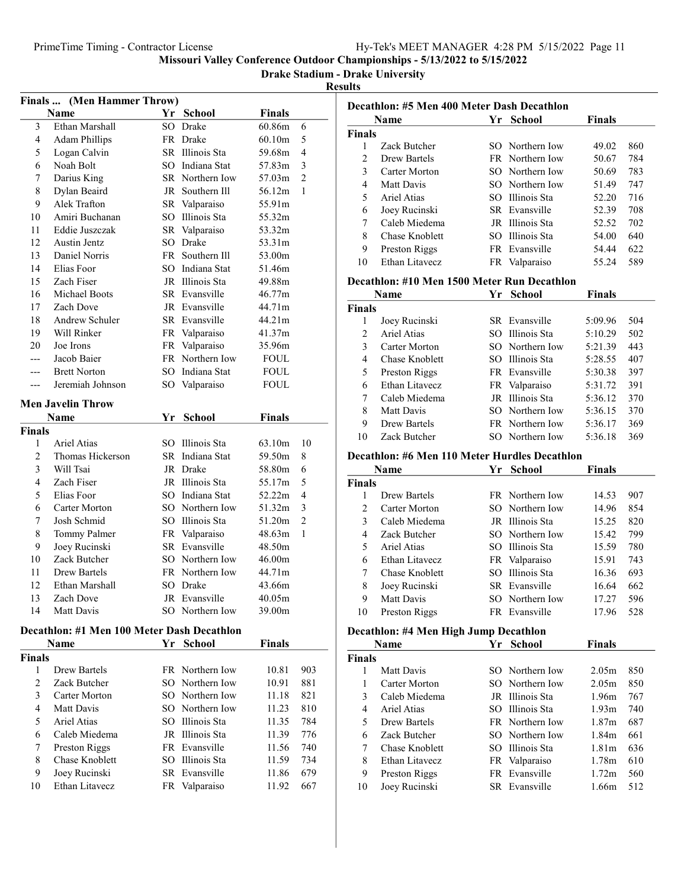Missouri Valley Conference Outdoor Championships - 5/13/2022 to 5/15/2022

Drake Stadium - Drake University

Results

### Finals ... (Men Hammer Throw)

| | Name | Yr | School | Finals | |
|---|---|---|---|---|---|
| 3 | Ethan Marshall | SO | Drake | 60.86m | 6 |
| 4 | Adam Phillips | FR | Drake | 60.10m | 5 |
| 5 | Logan Calvin | SR | Illinois Sta | 59.68m | 4 |
| 6 | Noah Bolt | SO | Indiana Stat | 57.83m | 3 |
| 7 | Darius King | SR | Northern Iow | 57.03m | 2 |
| 8 | Dylan Beaird | JR | Southern Ill | 56.12m | 1 |
| 9 | Alek Trafton | SR | Valparaiso | 55.91m | |
| 10 | Amiri Buchanan | SO | Illinois Sta | 55.32m | |
| 11 | Eddie Juszczak | SR | Valparaiso | 53.32m | |
| 12 | Austin Jentz | SO | Drake | 53.31m | |
| 13 | Daniel Norris | FR | Southern Ill | 53.00m | |
| 14 | Elias Foor | SO | Indiana Stat | 51.46m | |
| 15 | Zach Fiser | JR | Illinois Sta | 49.88m | |
| 16 | Michael Boots | SR | Evansville | 46.77m | |
| 17 | Zach Dove | JR | Evansville | 44.71m | |
| 18 | Andrew Schuler | SR | Evansville | 44.21m | |
| 19 | Will Rinker | FR | Valparaiso | 41.37m | |
| 20 | Joe Irons | FR | Valparaiso | 35.96m | |
| --- | Jacob Baier | FR | Northern Iow | FOUL | |
| --- | Brett Norton | SO | Indiana Stat | FOUL | |
| --- | Jeremiah Johnson | SO | Valparaiso | FOUL | |

### Men Javelin Throw

| | Name | Yr | School | Finals | |
|---|---|---|---|---|---|
| **Finals** | | | | | |
| 1 | Ariel Atias | SO | Illinois Sta | 63.10m | 10 |
| 2 | Thomas Hickerson | SR | Indiana Stat | 59.50m | 8 |
| 3 | Will Tsai | JR | Drake | 58.80m | 6 |
| 4 | Zach Fiser | JR | Illinois Sta | 55.17m | 5 |
| 5 | Elias Foor | SO | Indiana Stat | 52.22m | 4 |
| 6 | Carter Morton | SO | Northern Iow | 51.32m | 3 |
| 7 | Josh Schmid | SO | Illinois Sta | 51.20m | 2 |
| 8 | Tommy Palmer | FR | Valparaiso | 48.63m | 1 |
| 9 | Joey Rucinski | SR | Evansville | 48.50m | |
| 10 | Zack Butcher | SO | Northern Iow | 46.00m | |
| 11 | Drew Bartels | FR | Northern Iow | 44.71m | |
| 12 | Ethan Marshall | SO | Drake | 43.66m | |
| 13 | Zach Dove | JR | Evansville | 40.05m | |
| 14 | Matt Davis | SO | Northern Iow | 39.00m | |

### Decathlon: #1 Men 100 Meter Dash Decathlon

| | Name | Yr | School | Finals | |
|---|---|---|---|---|---|
| **Finals** | | | | | |
| 1 | Drew Bartels | FR | Northern Iow | 10.81 | 903 |
| 2 | Zack Butcher | SO | Northern Iow | 10.91 | 881 |
| 3 | Carter Morton | SO | Northern Iow | 11.18 | 821 |
| 4 | Matt Davis | SO | Northern Iow | 11.23 | 810 |
| 5 | Ariel Atias | SO | Illinois Sta | 11.35 | 784 |
| 6 | Caleb Miedema | JR | Illinois Sta | 11.39 | 776 |
| 7 | Preston Riggs | FR | Evansville | 11.56 | 740 |
| 8 | Chase Knoblett | SO | Illinois Sta | 11.59 | 734 |
| 9 | Joey Rucinski | SR | Evansville | 11.86 | 679 |
| 10 | Ethan Litavecz | FR | Valparaiso | 11.92 | 667 |

### Decathlon: #5 Men 400 Meter Dash Decathlon

| | Name | Yr | School | Finals | |
|---|---|---|---|---|---|
| **Finals** | | | | | |
| 1 | Zack Butcher | SO | Northern Iow | 49.02 | 860 |
| 2 | Drew Bartels | FR | Northern Iow | 50.67 | 784 |
| 3 | Carter Morton | SO | Northern Iow | 50.69 | 783 |
| 4 | Matt Davis | SO | Northern Iow | 51.49 | 747 |
| 5 | Ariel Atias | SO | Illinois Sta | 52.20 | 716 |
| 6 | Joey Rucinski | SR | Evansville | 52.39 | 708 |
| 7 | Caleb Miedema | JR | Illinois Sta | 52.52 | 702 |
| 8 | Chase Knoblett | SO | Illinois Sta | 54.00 | 640 |
| 9 | Preston Riggs | FR | Evansville | 54.44 | 622 |
| 10 | Ethan Litavecz | FR | Valparaiso | 55.24 | 589 |

### Decathlon: #10 Men 1500 Meter Run Decathlon

| | Name | Yr | School | Finals | |
|---|---|---|---|---|---|
| **Finals** | | | | | |
| 1 | Joey Rucinski | SR | Evansville | 5:09.96 | 504 |
| 2 | Ariel Atias | SO | Illinois Sta | 5:10.29 | 502 |
| 3 | Carter Morton | SO | Northern Iow | 5:21.39 | 443 |
| 4 | Chase Knoblett | SO | Illinois Sta | 5:28.55 | 407 |
| 5 | Preston Riggs | FR | Evansville | 5:30.38 | 397 |
| 6 | Ethan Litavecz | FR | Valparaiso | 5:31.72 | 391 |
| 7 | Caleb Miedema | JR | Illinois Sta | 5:36.12 | 370 |
| 8 | Matt Davis | SO | Northern Iow | 5:36.15 | 370 |
| 9 | Drew Bartels | FR | Northern Iow | 5:36.17 | 369 |
| 10 | Zack Butcher | SO | Northern Iow | 5:36.18 | 369 |

### Decathlon: #6 Men 110 Meter Hurdles Decathlon

| | Name | Yr | School | Finals | |
|---|---|---|---|---|---|
| **Finals** | | | | | |
| 1 | Drew Bartels | FR | Northern Iow | 14.53 | 907 |
| 2 | Carter Morton | SO | Northern Iow | 14.96 | 854 |
| 3 | Caleb Miedema | JR | Illinois Sta | 15.25 | 820 |
| 4 | Zack Butcher | SO | Northern Iow | 15.42 | 799 |
| 5 | Ariel Atias | SO | Illinois Sta | 15.59 | 780 |
| 6 | Ethan Litavecz | FR | Valparaiso | 15.91 | 743 |
| 7 | Chase Knoblett | SO | Illinois Sta | 16.36 | 693 |
| 8 | Joey Rucinski | SR | Evansville | 16.64 | 662 |
| 9 | Matt Davis | SO | Northern Iow | 17.27 | 596 |
| 10 | Preston Riggs | FR | Evansville | 17.96 | 528 |

### Decathlon: #4 Men High Jump Decathlon

| | Name | Yr | School | Finals | |
|---|---|---|---|---|---|
| **Finals** | | | | | |
| 1 | Matt Davis | SO | Northern Iow | 2.05m | 850 |
| 1 | Carter Morton | SO | Northern Iow | 2.05m | 850 |
| 3 | Caleb Miedema | JR | Illinois Sta | 1.96m | 767 |
| 4 | Ariel Atias | SO | Illinois Sta | 1.93m | 740 |
| 5 | Drew Bartels | FR | Northern Iow | 1.87m | 687 |
| 6 | Zack Butcher | SO | Northern Iow | 1.84m | 661 |
| 7 | Chase Knoblett | SO | Illinois Sta | 1.81m | 636 |
| 8 | Ethan Litavecz | FR | Valparaiso | 1.78m | 610 |
| 9 | Preston Riggs | FR | Evansville | 1.72m | 560 |
| 10 | Joey Rucinski | SR | Evansville | 1.66m | 512 |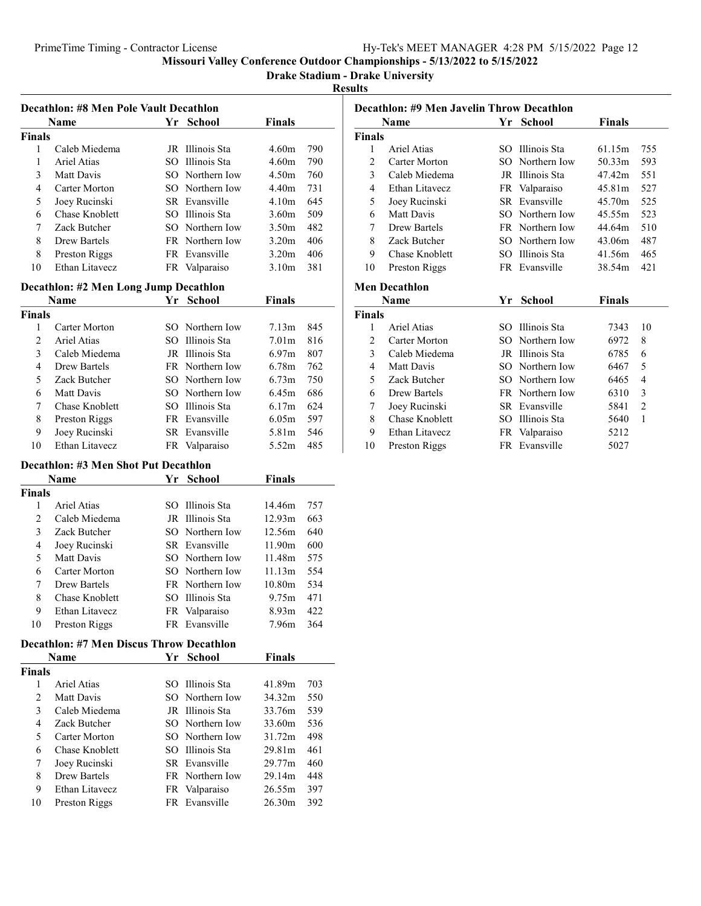**Missouri Valley Conference Outdoor Championships - 5/13/2022 to 5/15/2022**

**Drake Stadium - Drake University**

**Results**

### Decathlon: #8 Men Pole Vault Decathlon

| | Name | Yr | School | Finals | |
|---|---|---|---|---|---|
| **Finals** | | | | | |
| 1 | Caleb Miedema | JR | Illinois Sta | 4.60m | 790 |
| 1 | Ariel Atias | SO | Illinois Sta | 4.60m | 790 |
| 3 | Matt Davis | SO | Northern Iow | 4.50m | 760 |
| 4 | Carter Morton | SO | Northern Iow | 4.40m | 731 |
| 5 | Joey Rucinski | SR | Evansville | 4.10m | 645 |
| 6 | Chase Knoblett | SO | Illinois Sta | 3.60m | 509 |
| 7 | Zack Butcher | SO | Northern Iow | 3.50m | 482 |
| 8 | Drew Bartels | FR | Northern Iow | 3.20m | 406 |
| 8 | Preston Riggs | FR | Evansville | 3.20m | 406 |
| 10 | Ethan Litavecz | FR | Valparaiso | 3.10m | 381 |

### Decathlon: #2 Men Long Jump Decathlon

| | Name | Yr | School | Finals | |
|---|---|---|---|---|---|
| **Finals** | | | | | |
| 1 | Carter Morton | SO | Northern Iow | 7.13m | 845 |
| 2 | Ariel Atias | SO | Illinois Sta | 7.01m | 816 |
| 3 | Caleb Miedema | JR | Illinois Sta | 6.97m | 807 |
| 4 | Drew Bartels | FR | Northern Iow | 6.78m | 762 |
| 5 | Zack Butcher | SO | Northern Iow | 6.73m | 750 |
| 6 | Matt Davis | SO | Northern Iow | 6.45m | 686 |
| 7 | Chase Knoblett | SO | Illinois Sta | 6.17m | 624 |
| 8 | Preston Riggs | FR | Evansville | 6.05m | 597 |
| 9 | Joey Rucinski | SR | Evansville | 5.81m | 546 |
| 10 | Ethan Litavecz | FR | Valparaiso | 5.52m | 485 |

### Decathlon: #3 Men Shot Put Decathlon

| | Name | Yr | School | Finals | |
|---|---|---|---|---|---|
| **Finals** | | | | | |
| 1 | Ariel Atias | SO | Illinois Sta | 14.46m | 757 |
| 2 | Caleb Miedema | JR | Illinois Sta | 12.93m | 663 |
| 3 | Zack Butcher | SO | Northern Iow | 12.56m | 640 |
| 4 | Joey Rucinski | SR | Evansville | 11.90m | 600 |
| 5 | Matt Davis | SO | Northern Iow | 11.48m | 575 |
| 6 | Carter Morton | SO | Northern Iow | 11.13m | 554 |
| 7 | Drew Bartels | FR | Northern Iow | 10.80m | 534 |
| 8 | Chase Knoblett | SO | Illinois Sta | 9.75m | 471 |
| 9 | Ethan Litavecz | FR | Valparaiso | 8.93m | 422 |
| 10 | Preston Riggs | FR | Evansville | 7.96m | 364 |

### Decathlon: #7 Men Discus Throw Decathlon

| | Name | Yr | School | Finals | |
|---|---|---|---|---|---|
| **Finals** | | | | | |
| 1 | Ariel Atias | SO | Illinois Sta | 41.89m | 703 |
| 2 | Matt Davis | SO | Northern Iow | 34.32m | 550 |
| 3 | Caleb Miedema | JR | Illinois Sta | 33.76m | 539 |
| 4 | Zack Butcher | SO | Northern Iow | 33.60m | 536 |
| 5 | Carter Morton | SO | Northern Iow | 31.72m | 498 |
| 6 | Chase Knoblett | SO | Illinois Sta | 29.81m | 461 |
| 7 | Joey Rucinski | SR | Evansville | 29.77m | 460 |
| 8 | Drew Bartels | FR | Northern Iow | 29.14m | 448 |
| 9 | Ethan Litavecz | FR | Valparaiso | 26.55m | 397 |
| 10 | Preston Riggs | FR | Evansville | 26.30m | 392 |

### Decathlon: #9 Men Javelin Throw Decathlon

| | Name | Yr | School | Finals | |
|---|---|---|---|---|---|
| **Finals** | | | | | |
| 1 | Ariel Atias | SO | Illinois Sta | 61.15m | 755 |
| 2 | Carter Morton | SO | Northern Iow | 50.33m | 593 |
| 3 | Caleb Miedema | JR | Illinois Sta | 47.42m | 551 |
| 4 | Ethan Litavecz | FR | Valparaiso | 45.81m | 527 |
| 5 | Joey Rucinski | SR | Evansville | 45.70m | 525 |
| 6 | Matt Davis | SO | Northern Iow | 45.55m | 523 |
| 7 | Drew Bartels | FR | Northern Iow | 44.64m | 510 |
| 8 | Zack Butcher | SO | Northern Iow | 43.06m | 487 |
| 9 | Chase Knoblett | SO | Illinois Sta | 41.56m | 465 |
| 10 | Preston Riggs | FR | Evansville | 38.54m | 421 |

### Men Decathlon

| | Name | Yr | School | Finals | |
|---|---|---|---|---|---|
| **Finals** | | | | | |
| 1 | Ariel Atias | SO | Illinois Sta | 7343 | 10 |
| 2 | Carter Morton | SO | Northern Iow | 6972 | 8 |
| 3 | Caleb Miedema | JR | Illinois Sta | 6785 | 6 |
| 4 | Matt Davis | SO | Northern Iow | 6467 | 5 |
| 5 | Zack Butcher | SO | Northern Iow | 6465 | 4 |
| 6 | Drew Bartels | FR | Northern Iow | 6310 | 3 |
| 7 | Joey Rucinski | SR | Evansville | 5841 | 2 |
| 8 | Chase Knoblett | SO | Illinois Sta | 5640 | 1 |
| 9 | Ethan Litavecz | FR | Valparaiso | 5212 | |
| 10 | Preston Riggs | FR | Evansville | 5027 | |